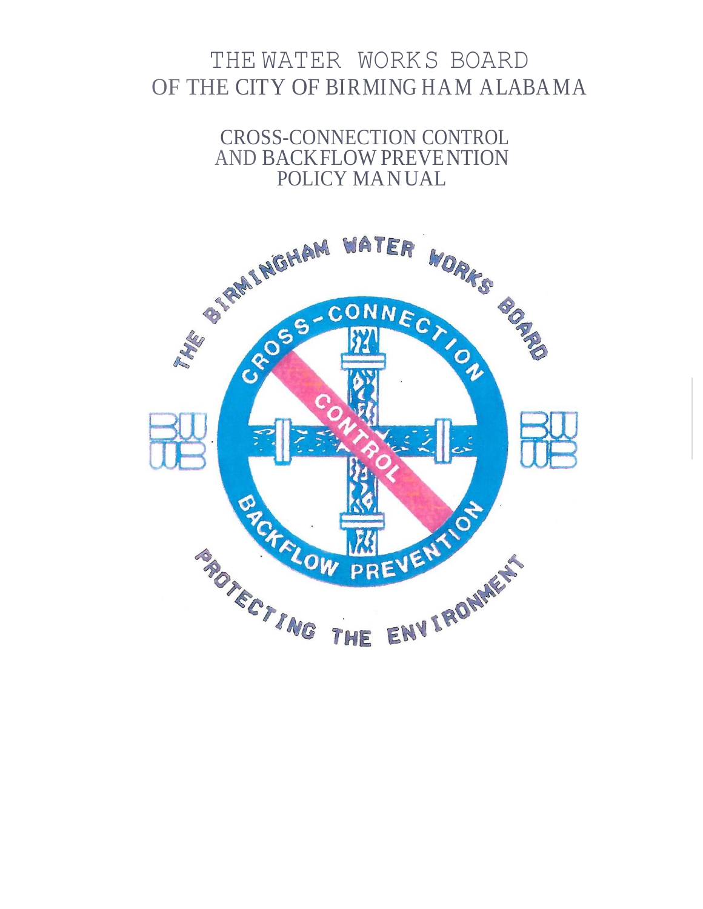# THE WATER WORKS BOARD OF THE CITY OF BIRMINGHAM ALABAMA

## CROSS-CONNECTION CONTROL AND BACKFLOW PREVENTION POLICY MANUAL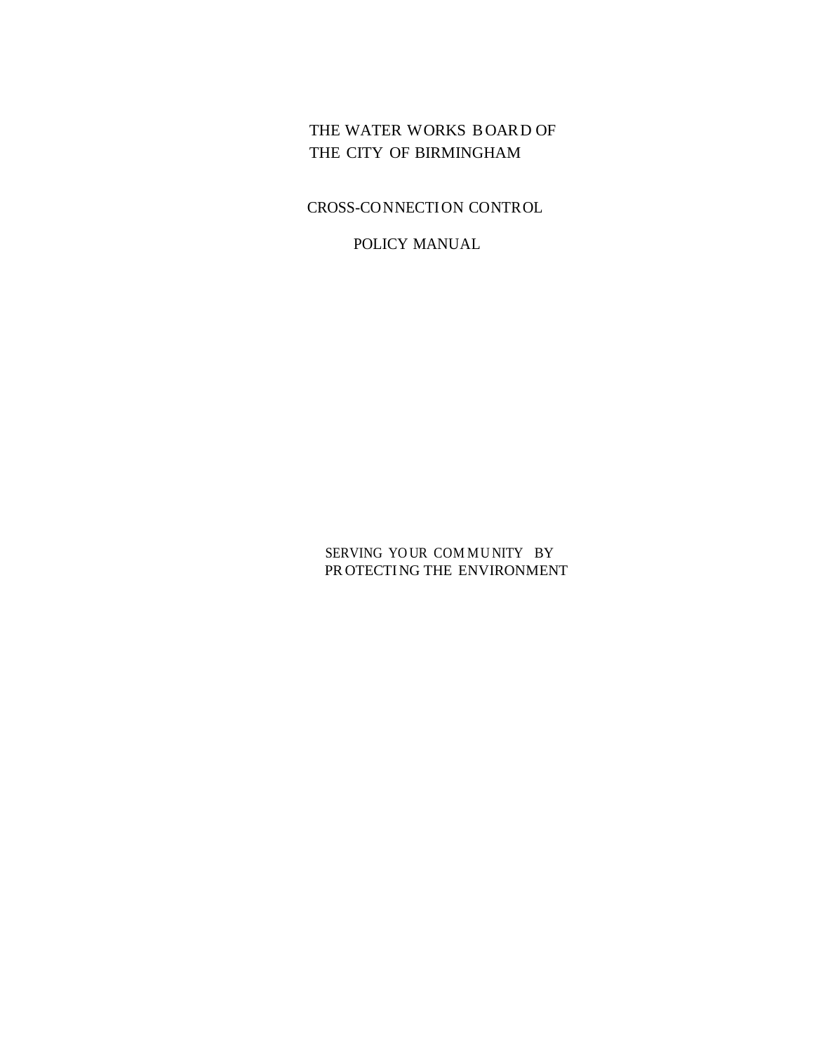# THE WATER WORKS BOARD OF THE CITY OF BIRMINGHAM

## CROSS-CONNECTION CONTROL

## POLICY MANUAL

SERVING YOUR COMMUNITY BY PROTECTING THE ENVIRONMENT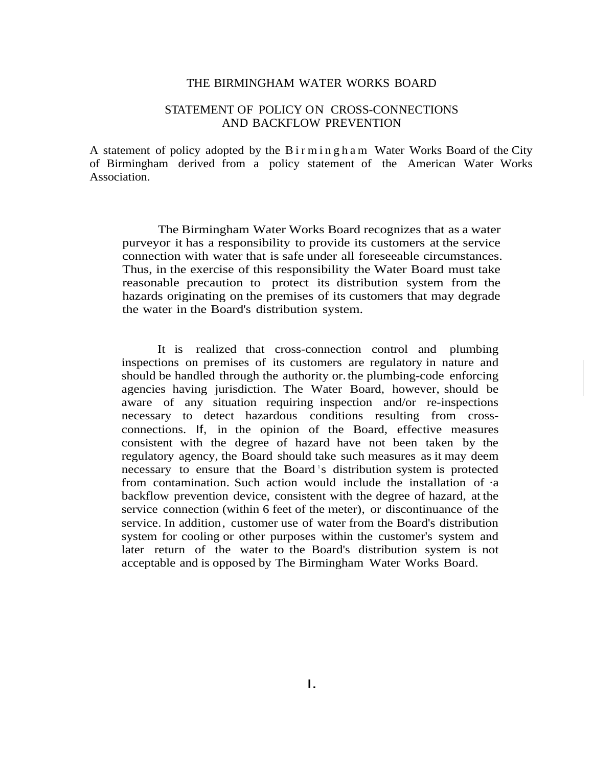# THE BIRMINGHAM WATER WORKS BOARD

## STATEMENT OF POLICY ON CROSS-CONNECTIONS AND BACKFLOW PREVENTION

A statement of policy adopted by the Birmingham Water Works Board of the City of Birmingham derived from a policy statement of the American Water Works Association.

The Birmingham Water Works Board recognizes that as a water purveyor it has a responsibility to provide its customers at the service connection with water that is safe under all foreseeable circumstances. Thus, in the exercise of this responsibility the Water Board must take reasonable precaution to protect its distribution system from the hazards originating on the premises of its customers that may degrade the water in the Board's distribution system.

It is realized that cross-connection control and plumbing inspections on premises of its customers are regulatory in nature and should be handled through the authority or. the plumbing-code enforcing agencies having jurisdiction. The Water Board, however, should be aware of any situation requiring inspection and/or re-inspections necessary to detect hazardous conditions resulting from cross-connections. If, in the opinion of the Board, effective measures consistent with the degree of hazard have not been taken by the regulatory agency, the Board should take such measures as it may deem necessary to ensure that the Board's distribution system is protected from contamination. Such action would include the installation of a backflow prevention device, consistent with the degree of hazard, at the service connection (within 6 feet of the meter), or discontinuance of the service. In addition, customer use of water from the Board's distribution system for cooling or other purposes within the customer's system and later return of the water to the Board's distribution system is not acceptable and is opposed by The Birmingham Water Works Board.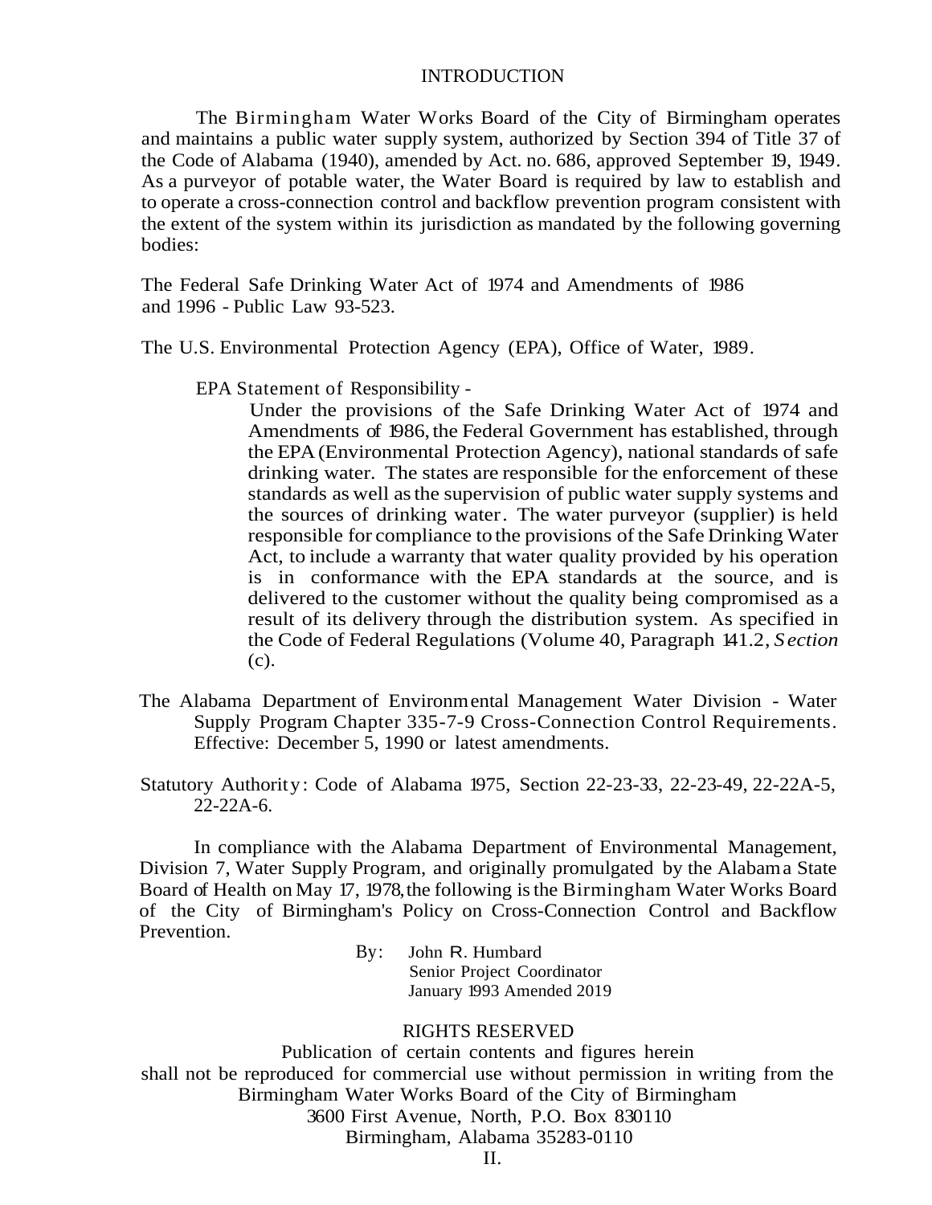# INTRODUCTION

The Birmingham Water Works Board of the City of Birmingham operates and maintains a public water supply system, authorized by Section 394 of Title 37 of the Code of Alabama (1940), amended by Act. no. 686, approved September 19, 1949. As a purveyor of potable water, the Water Board is required by law to establish and to operate a cross-connection control and backflow prevention program consistent with the extent of the system within its jurisdiction as mandated by the following governing bodies:

The Federal Safe Drinking Water Act of 1974 and Amendments of 1986 and 1996 - Public Law 93-523.

The U.S. Environmental Protection Agency (EPA), Office of Water, 1989.

EPA Statement of Responsibility -

> Under the provisions of the Safe Drinking Water Act of 1974 and Amendments of 1986, the Federal Government has established, through the EPA (Environmental Protection Agency), national standards of safe drinking water. The states are responsible for the enforcement of these standards as well as the supervision of public water supply systems and the sources of drinking water. The water purveyor (supplier) is held responsible for compliance to the provisions of the Safe Drinking Water Act, to include a warranty that water quality provided by his operation is in conformance with the EPA standards at the source, and is delivered to the customer without the quality being compromised as a result of its delivery through the distribution system. As specified in the Code of Federal Regulations (Volume 40, Paragraph 141.2, *Section* (c).

The Alabama Department of Environmental Management Water Division - Water Supply Program Chapter 335-7-9 Cross-Connection Control Requirements. Effective: December 5, 1990 or latest amendments.

Statutory Authority: Code of Alabama 1975, Section 22-23-33, 22-23-49, 22-22A-5, 22-22A-6.

In compliance with the Alabama Department of Environmental Management, Division 7, Water Supply Program, and originally promulgated by the Alabama State Board of Health on May 17, 1978, the following is the Birmingham Water Works Board of the City of Birmingham's Policy on Cross-Connection Control and Backflow Prevention.

By: John R. Humbard
Senior Project Coordinator
January 1993 Amended 2019

RIGHTS RESERVED

Publication of certain contents and figures herein shall not be reproduced for commercial use without permission in writing from the Birmingham Water Works Board of the City of Birmingham
3600 First Avenue, North, P.O. Box 830110
Birmingham, Alabama 35283-0110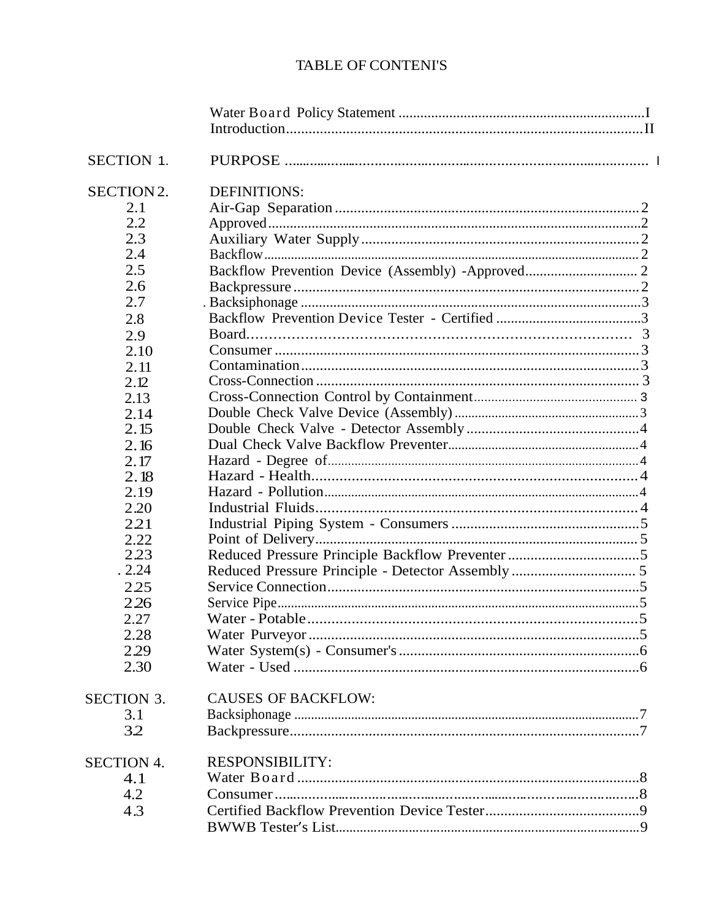# TABLE OF CONTENI'S

| | | |
|---|---|---|
| | Water Board Policy Statement | I |
| | Introduction | II |
| SECTION 1. | PURPOSE | I |
| SECTION 2. | DEFINITIONS: | |
| 2.1 | Air-Gap Separation | 2 |
| 2.2 | Approved | 2 |
| 2.3 | Auxiliary Water Supply | 2 |
| 2.4 | Backflow | 2 |
| 2.5 | Backflow Prevention Device (Assembly) -Approved | 2 |
| 2.6 | Backpressure | 2 |
| 2.7 | Backsiphonage | 3 |
| 2.8 | Backflow Prevention Device Tester - Certified | 3 |
| 2.9 | Board | 3 |
| 2.10 | Consumer | 3 |
| 2.11 | Contamination | 3 |
| 2.12 | Cross-Connection | 3 |
| 2.13 | Cross-Connection Control by Containment | 3 |
| 2.14 | Double Check Valve Device (Assembly) | 3 |
| 2.15 | Double Check Valve - Detector Assembly | 4 |
| 2.16 | Dual Check Valve Backflow Preventer | 4 |
| 2.17 | Hazard - Degree of | 4 |
| 2.18 | Hazard - Health | 4 |
| 2.19 | Hazard - Pollution | 4 |
| 2.20 | Industrial Fluids | 4 |
| 2.21 | Industrial Piping System - Consumers | 5 |
| 2.22 | Point of Delivery | 5 |
| 2.23 | Reduced Pressure Principle Backflow Preventer | 5 |
| 2.24 | Reduced Pressure Principle - Detector Assembly | 5 |
| 2.25 | Service Connection | 5 |
| 2.26 | Service Pipe | 5 |
| 2.27 | Water - Potable | 5 |
| 2.28 | Water Purveyor | 5 |
| 2.29 | Water System(s) - Consumer's | 6 |
| 2.30 | Water - Used | 6 |
| SECTION 3. | CAUSES OF BACKFLOW: | |
| 3.1 | Backsiphonage | 7 |
| 3.2 | Backpressure | 7 |
| SECTION 4. | RESPONSIBILITY: | |
| 4.1 | Water Board | 8 |
| 4.2 | Consumer | 8 |
| 4.3 | Certified Backflow Prevention Device Tester | 9 |
| | BWWB Tester's List | 9 |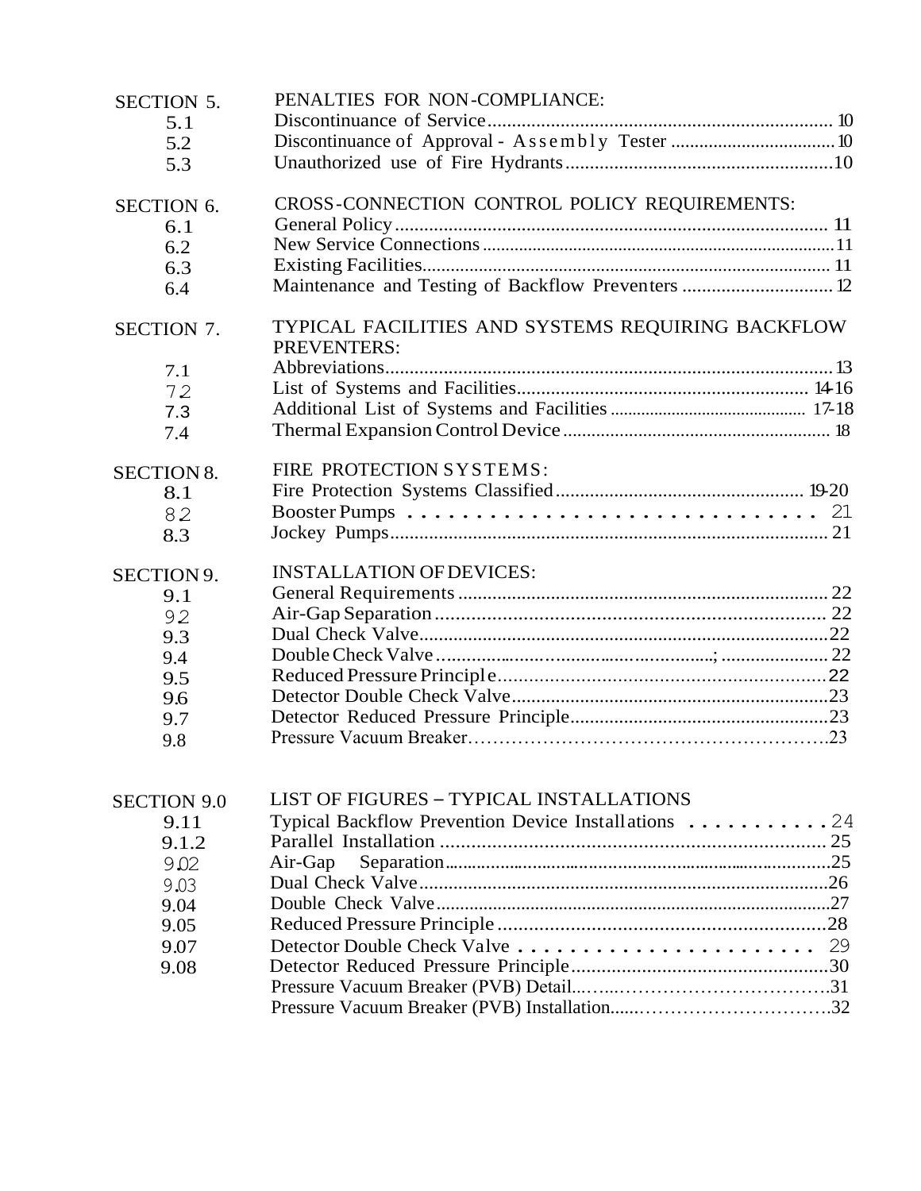| | | |
|---|---|---|
| SECTION 5. | PENALTIES FOR NON-COMPLIANCE: | |
| 5.1 | Discontinuance of Service | 10 |
| 5.2 | Discontinuance of Approval - Assembly Tester | 10 |
| 5.3 | Unauthorized use of Fire Hydrants | 10 |
| SECTION 6. | CROSS-CONNECTION CONTROL POLICY REQUIREMENTS: | |
| 6.1 | General Policy | 11 |
| 6.2 | New Service Connections | 11 |
| 6.3 | Existing Facilities | 11 |
| 6.4 | Maintenance and Testing of Backflow Preventers | 12 |
| SECTION 7. | TYPICAL FACILITIES AND SYSTEMS REQUIRING BACKFLOW PREVENTERS: | |
| 7.1 | Abbreviations | 13 |
| 7.2 | List of Systems and Facilities | 14-16 |
| 7.3 | Additional List of Systems and Facilities | 17-18 |
| 7.4 | Thermal Expansion Control Device | 18 |
| SECTION 8. | FIRE PROTECTION SYSTEMS: | |
| 8.1 | Fire Protection Systems Classified | 19-20 |
| 8.2 | Booster Pumps | 21 |
| 8.3 | Jockey Pumps | 21 |
| SECTION 9. | INSTALLATION OF DEVICES: | |
| 9.1 | General Requirements | 22 |
| 9.2 | Air-Gap Separation | 22 |
| 9.3 | Dual Check Valve | 22 |
| 9.4 | Double Check Valve | 22 |
| 9.5 | Reduced Pressure Principle | 22 |
| 9.6 | Detector Double Check Valve | 23 |
| 9.7 | Detector Reduced Pressure Principle | 23 |
| 9.8 | Pressure Vacuum Breaker | 23 |
| SECTION 9.0 | LIST OF FIGURES – TYPICAL INSTALLATIONS | |
| 9.11 | Typical Backflow Prevention Device Installations | 24 |
| 9.1.2 | Parallel Installation | 25 |
| 9.02 | Air-Gap Separation | 25 |
| 9.03 | Dual Check Valve | 26 |
| 9.04 | Double Check Valve | 27 |
| 9.05 | Reduced Pressure Principle | 28 |
| 9.07 | Detector Double Check Valve | 29 |
| 9.08 | Detector Reduced Pressure Principle | 30 |
| | Pressure Vacuum Breaker (PVB) Detail | 31 |
| | Pressure Vacuum Breaker (PVB) Installation | 32 |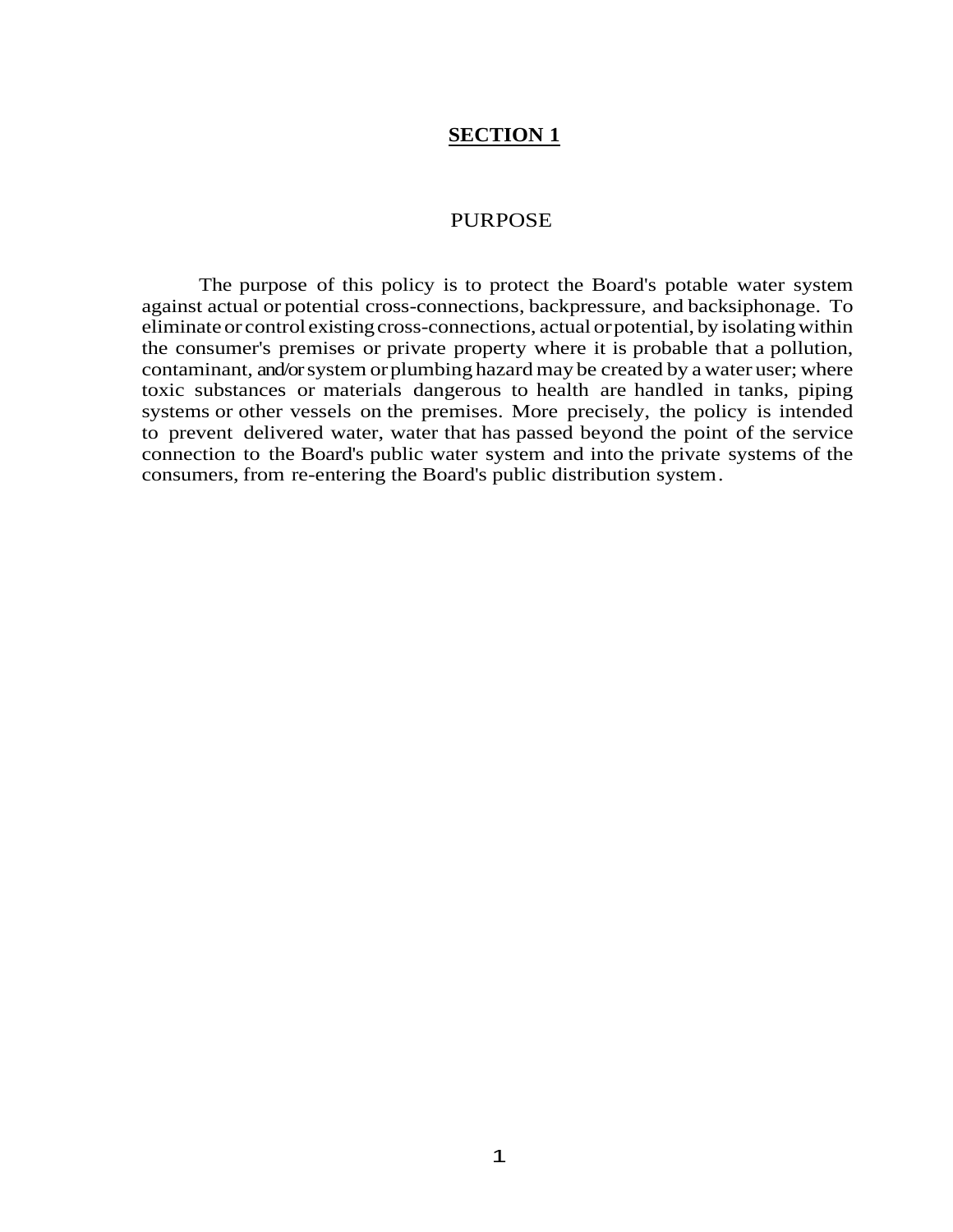## SECTION 1

### PURPOSE

The purpose of this policy is to protect the Board's potable water system against actual or potential cross-connections, backpressure, and backsiphonage. To eliminate or control existing cross-connections, actual or potential, by isolating within the consumer's premises or private property where it is probable that a pollution, contaminant, and/or system or plumbing hazard may be created by a water user; where toxic substances or materials dangerous to health are handled in tanks, piping systems or other vessels on the premises. More precisely, the policy is intended to prevent delivered water, water that has passed beyond the point of the service connection to the Board's public water system and into the private systems of the consumers, from re-entering the Board's public distribution system.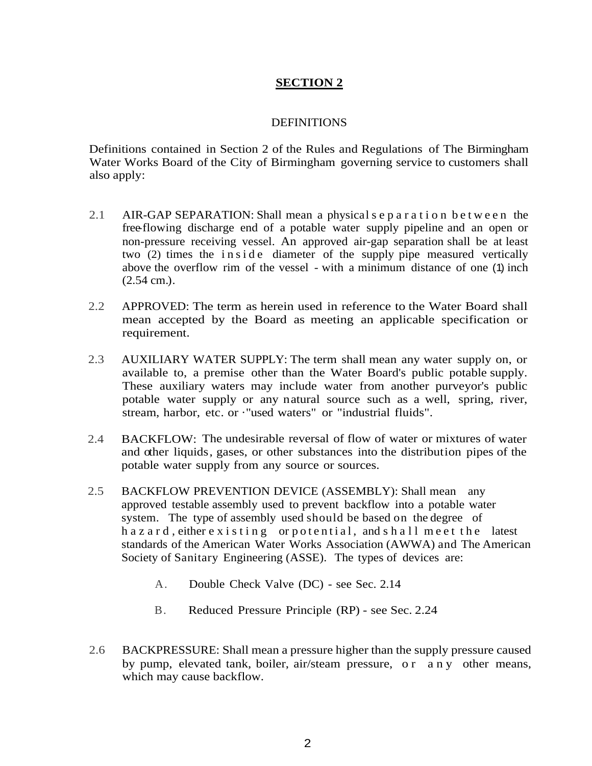## SECTION 2

DEFINITIONS

Definitions contained in Section 2 of the Rules and Regulations of The Birmingham Water Works Board of the City of Birmingham governing service to customers shall also apply:

2.1 AIR-GAP SEPARATION: Shall mean a physical separation between the free-flowing discharge end of a potable water supply pipeline and an open or non-pressure receiving vessel. An approved air-gap separation shall be at least two (2) times the inside diameter of the supply pipe measured vertically above the overflow rim of the vessel - with a minimum distance of one (1) inch (2.54 cm.).

2.2 APPROVED: The term as herein used in reference to the Water Board shall mean accepted by the Board as meeting an applicable specification or requirement.

2.3 AUXILIARY WATER SUPPLY: The term shall mean any water supply on, or available to, a premise other than the Water Board's public potable supply. These auxiliary waters may include water from another purveyor's public potable water supply or any natural source such as a well, spring, river, stream, harbor, etc. or ·"used waters" or "industrial fluids".

2.4 BACKFLOW: The undesirable reversal of flow of water or mixtures of water and other liquids, gases, or other substances into the distribution pipes of the potable water supply from any source or sources.

2.5 BACKFLOW PREVENTION DEVICE (ASSEMBLY): Shall mean any approved testable assembly used to prevent backflow into a potable water system. The type of assembly used should be based on the degree of hazard, either existing or potential, and shall meet the latest standards of the American Water Works Association (AWWA) and The American Society of Sanitary Engineering (ASSE). The types of devices are:

A. Double Check Valve (DC) - see Sec. 2.14

B. Reduced Pressure Principle (RP) - see Sec. 2.24

2.6 BACKPRESSURE: Shall mean a pressure higher than the supply pressure caused by pump, elevated tank, boiler, air/steam pressure, or any other means, which may cause backflow.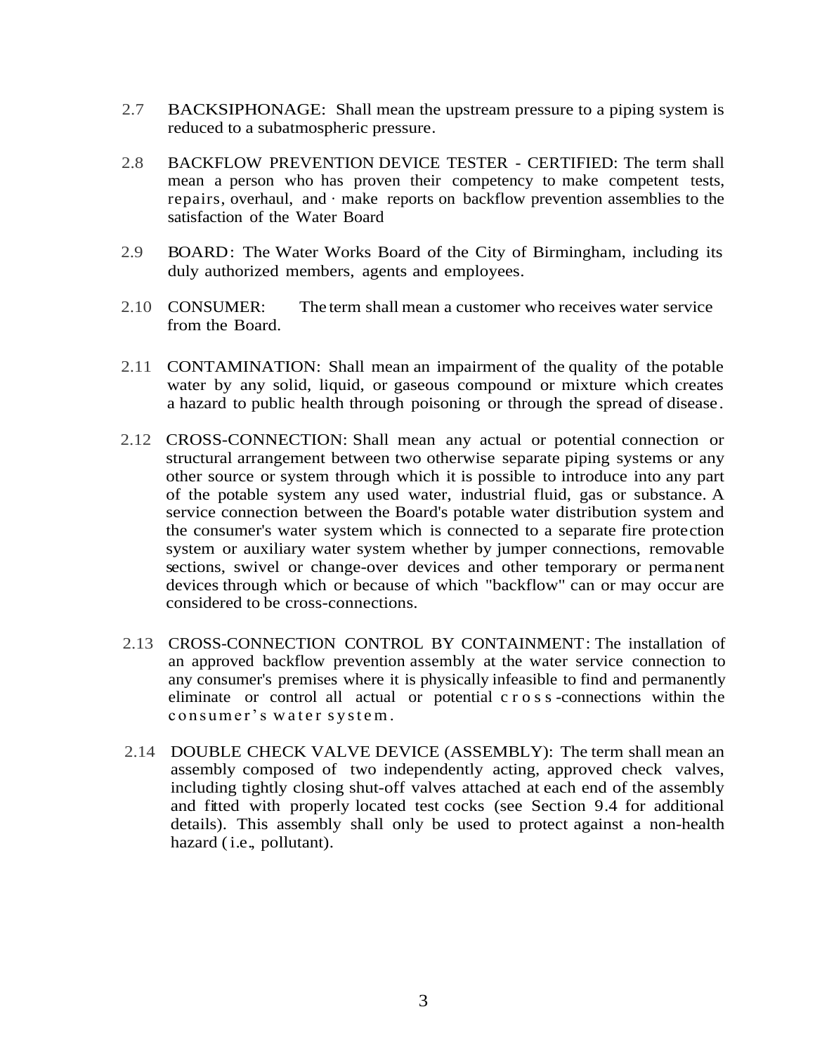2.7 BACKSIPHONAGE: Shall mean the upstream pressure to a piping system is reduced to a subatmospheric pressure.

2.8 BACKFLOW PREVENTION DEVICE TESTER - CERTIFIED: The term shall mean a person who has proven their competency to make competent tests, repairs, overhaul, and · make reports on backflow prevention assemblies to the satisfaction of the Water Board

2.9 BOARD: The Water Works Board of the City of Birmingham, including its duly authorized members, agents and employees.

2.10 CONSUMER: The term shall mean a customer who receives water service from the Board.

2.11 CONTAMINATION: Shall mean an impairment of the quality of the potable water by any solid, liquid, or gaseous compound or mixture which creates a hazard to public health through poisoning or through the spread of disease.

2.12 CROSS-CONNECTION: Shall mean any actual or potential connection or structural arrangement between two otherwise separate piping systems or any other source or system through which it is possible to introduce into any part of the potable system any used water, industrial fluid, gas or substance. A service connection between the Board's potable water distribution system and the consumer's water system which is connected to a separate fire protection system or auxiliary water system whether by jumper connections, removable sections, swivel or change-over devices and other temporary or permanent devices through which or because of which "backflow" can or may occur are considered to be cross-connections.

2.13 CROSS-CONNECTION CONTROL BY CONTAINMENT: The installation of an approved backflow prevention assembly at the water service connection to any consumer's premises where it is physically infeasible to find and permanently eliminate or control all actual or potential cross-connections within the consumer's water system.

2.14 DOUBLE CHECK VALVE DEVICE (ASSEMBLY): The term shall mean an assembly composed of two independently acting, approved check valves, including tightly closing shut-off valves attached at each end of the assembly and fitted with properly located test cocks (see Section 9.4 for additional details). This assembly shall only be used to protect against a non-health hazard (i.e., pollutant).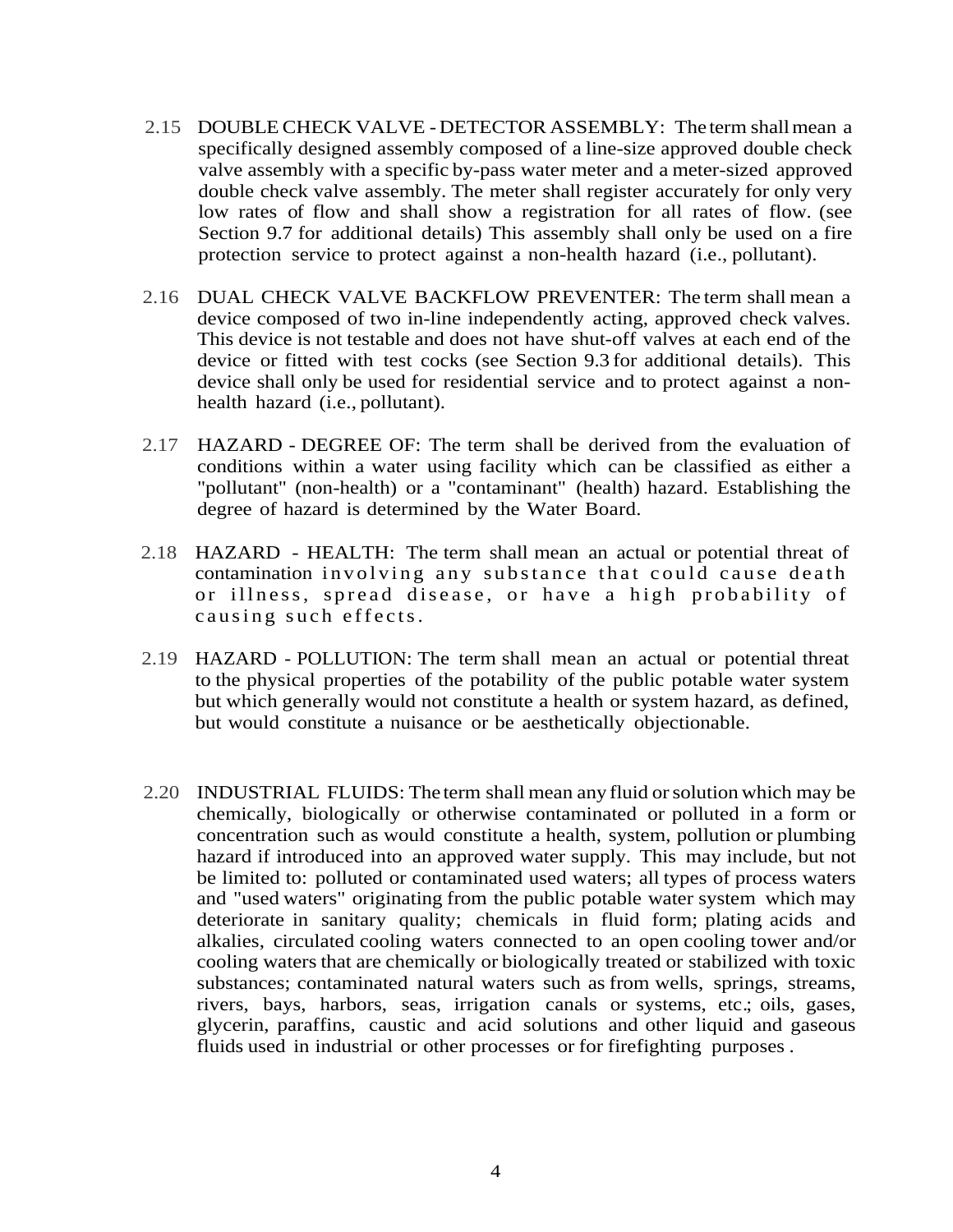2.15 DOUBLE CHECK VALVE - DETECTOR ASSEMBLY: The term shall mean a specifically designed assembly composed of a line-size approved double check valve assembly with a specific by-pass water meter and a meter-sized approved double check valve assembly. The meter shall register accurately for only very low rates of flow and shall show a registration for all rates of flow. (see Section 9.7 for additional details) This assembly shall only be used on a fire protection service to protect against a non-health hazard (i.e., pollutant).

2.16 DUAL CHECK VALVE BACKFLOW PREVENTER: The term shall mean a device composed of two in-line independently acting, approved check valves. This device is not testable and does not have shut-off valves at each end of the device or fitted with test cocks (see Section 9.3 for additional details). This device shall only be used for residential service and to protect against a non-health hazard (i.e., pollutant).

2.17 HAZARD - DEGREE OF: The term shall be derived from the evaluation of conditions within a water using facility which can be classified as either a "pollutant" (non-health) or a "contaminant" (health) hazard. Establishing the degree of hazard is determined by the Water Board.

2.18 HAZARD - HEALTH: The term shall mean an actual or potential threat of contamination involving any substance that could cause death or illness, spread disease, or have a high probability of causing such effects.

2.19 HAZARD - POLLUTION: The term shall mean an actual or potential threat to the physical properties of the potability of the public potable water system but which generally would not constitute a health or system hazard, as defined, but would constitute a nuisance or be aesthetically objectionable.

2.20 INDUSTRIAL FLUIDS: The term shall mean any fluid or solution which may be chemically, biologically or otherwise contaminated or polluted in a form or concentration such as would constitute a health, system, pollution or plumbing hazard if introduced into an approved water supply. This may include, but not be limited to: polluted or contaminated used waters; all types of process waters and "used waters" originating from the public potable water system which may deteriorate in sanitary quality; chemicals in fluid form; plating acids and alkalies, circulated cooling waters connected to an open cooling tower and/or cooling waters that are chemically or biologically treated or stabilized with toxic substances; contaminated natural waters such as from wells, springs, streams, rivers, bays, harbors, seas, irrigation canals or systems, etc.; oils, gases, glycerin, paraffins, caustic and acid solutions and other liquid and gaseous fluids used in industrial or other processes or for firefighting purposes .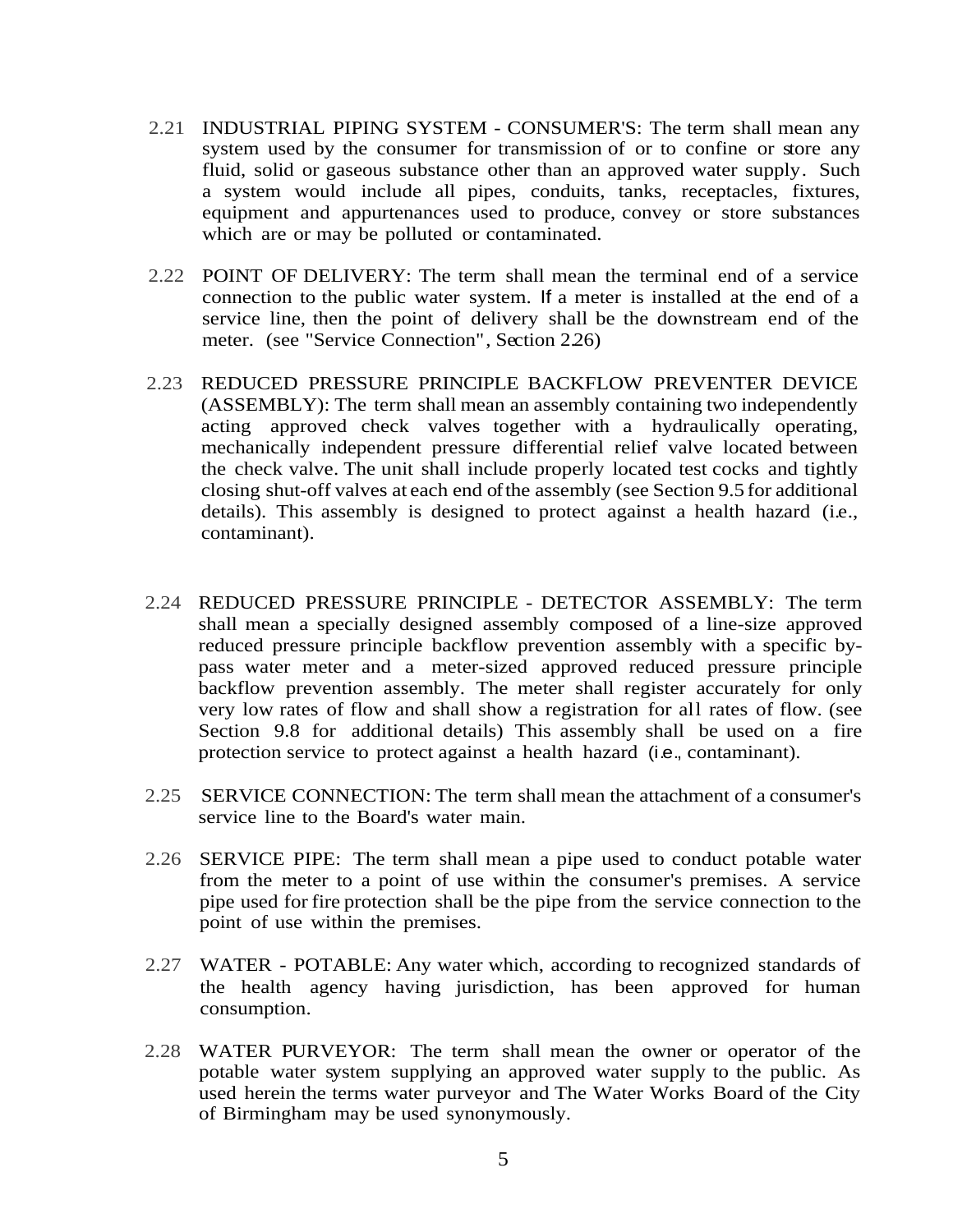2.21 INDUSTRIAL PIPING SYSTEM - CONSUMER'S: The term shall mean any system used by the consumer for transmission of or to confine or store any fluid, solid or gaseous substance other than an approved water supply. Such a system would include all pipes, conduits, tanks, receptacles, fixtures, equipment and appurtenances used to produce, convey or store substances which are or may be polluted or contaminated.

2.22 POINT OF DELIVERY: The term shall mean the terminal end of a service connection to the public water system. If a meter is installed at the end of a service line, then the point of delivery shall be the downstream end of the meter. (see "Service Connection", Section 2.26)

2.23 REDUCED PRESSURE PRINCIPLE BACKFLOW PREVENTER DEVICE (ASSEMBLY): The term shall mean an assembly containing two independently acting approved check valves together with a hydraulically operating, mechanically independent pressure differential relief valve located between the check valve. The unit shall include properly located test cocks and tightly closing shut-off valves at each end of the assembly (see Section 9.5 for additional details). This assembly is designed to protect against a health hazard (i.e., contaminant).

2.24 REDUCED PRESSURE PRINCIPLE - DETECTOR ASSEMBLY: The term shall mean a specially designed assembly composed of a line-size approved reduced pressure principle backflow prevention assembly with a specific by-pass water meter and a meter-sized approved reduced pressure principle backflow prevention assembly. The meter shall register accurately for only very low rates of flow and shall show a registration for all rates of flow. (see Section 9.8 for additional details) This assembly shall be used on a fire protection service to protect against a health hazard (i.e., contaminant).

2.25 SERVICE CONNECTION: The term shall mean the attachment of a consumer's service line to the Board's water main.

2.26 SERVICE PIPE: The term shall mean a pipe used to conduct potable water from the meter to a point of use within the consumer's premises. A service pipe used for fire protection shall be the pipe from the service connection to the point of use within the premises.

2.27 WATER - POTABLE: Any water which, according to recognized standards of the health agency having jurisdiction, has been approved for human consumption.

2.28 WATER PURVEYOR: The term shall mean the owner or operator of the potable water system supplying an approved water supply to the public. As used herein the terms water purveyor and The Water Works Board of the City of Birmingham may be used synonymously.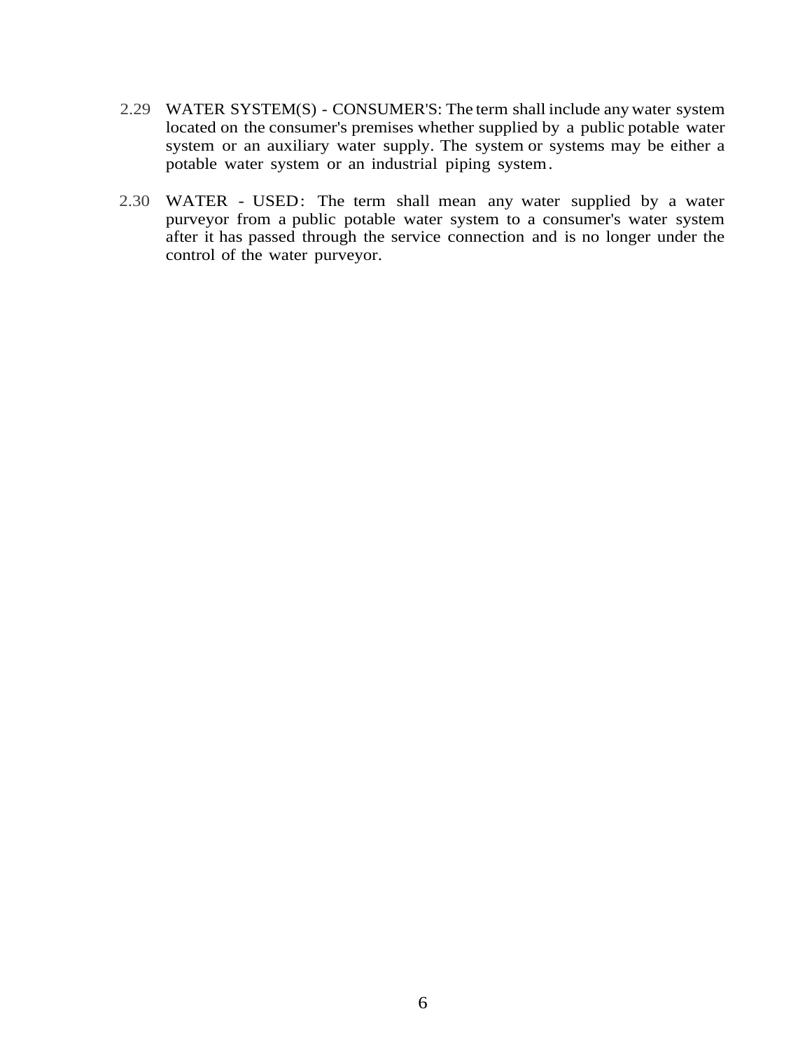2.29 WATER SYSTEM(S) - CONSUMER'S: The term shall include any water system located on the consumer's premises whether supplied by a public potable water system or an auxiliary water supply. The system or systems may be either a potable water system or an industrial piping system.

2.30 WATER - USED: The term shall mean any water supplied by a water purveyor from a public potable water system to a consumer's water system after it has passed through the service connection and is no longer under the control of the water purveyor.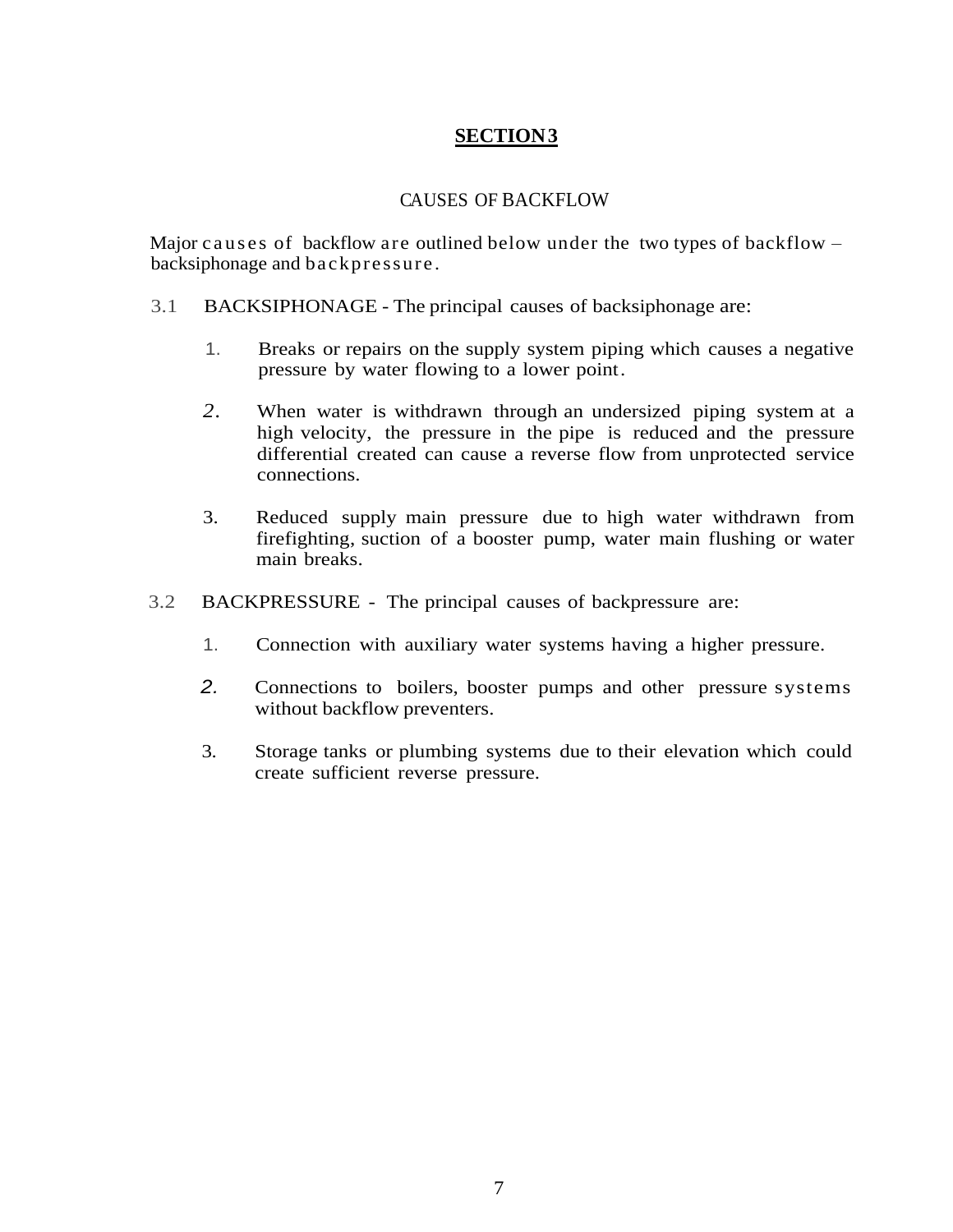# SECTION 3

## CAUSES OF BACKFLOW

Major causes of backflow are outlined below under the two types of backflow – backsiphonage and backpressure.

3.1 BACKSIPHONAGE - The principal causes of backsiphonage are:

1. Breaks or repairs on the supply system piping which causes a negative pressure by water flowing to a lower point.
2. When water is withdrawn through an undersized piping system at a high velocity, the pressure in the pipe is reduced and the pressure differential created can cause a reverse flow from unprotected service connections.
3. Reduced supply main pressure due to high water withdrawn from firefighting, suction of a booster pump, water main flushing or water main breaks.

3.2 BACKPRESSURE - The principal causes of backpressure are:

1. Connection with auxiliary water systems having a higher pressure.
2. Connections to boilers, booster pumps and other pressure systems without backflow preventers.
3. Storage tanks or plumbing systems due to their elevation which could create sufficient reverse pressure.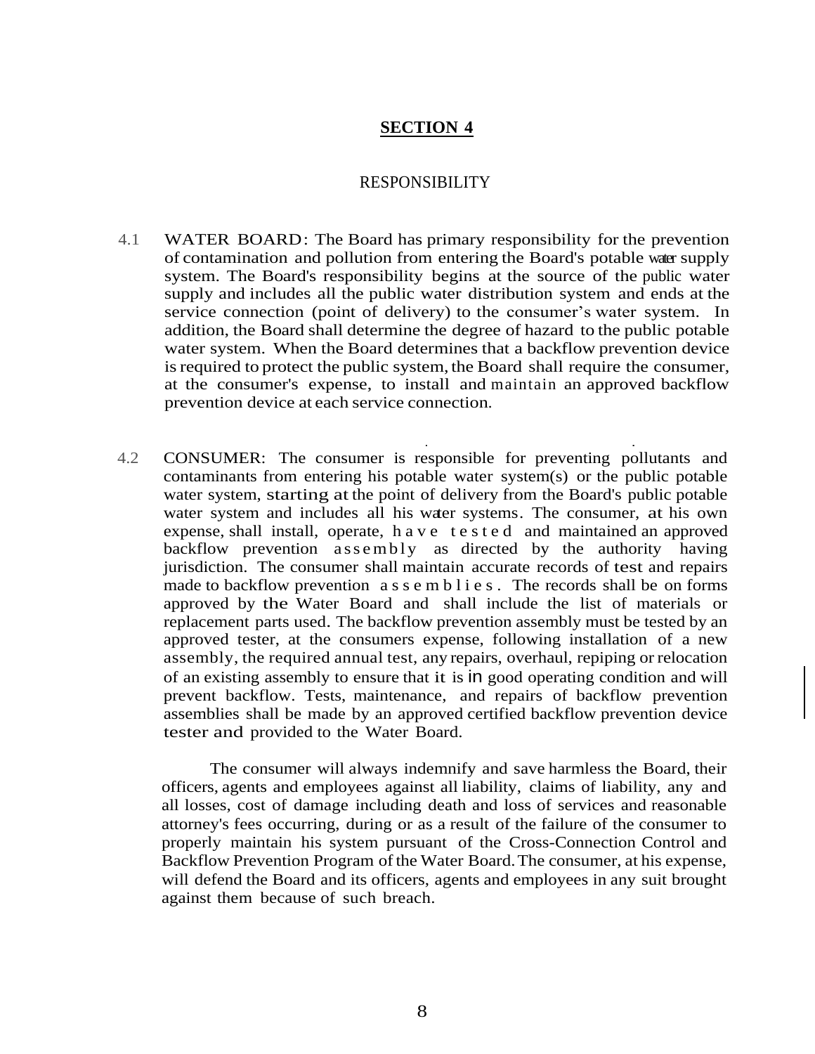# SECTION 4

## RESPONSIBILITY

4.1 WATER BOARD: The Board has primary responsibility for the prevention of contamination and pollution from entering the Board's potable water supply system. The Board's responsibility begins at the source of the public water supply and includes all the public water distribution system and ends at the service connection (point of delivery) to the consumer's water system. In addition, the Board shall determine the degree of hazard to the public potable water system. When the Board determines that a backflow prevention device is required to protect the public system, the Board shall require the consumer, at the consumer's expense, to install and maintain an approved backflow prevention device at each service connection.

4.2 CONSUMER: The consumer is responsible for preventing pollutants and contaminants from entering his potable water system(s) or the public potable water system, starting at the point of delivery from the Board's public potable water system and includes all his water systems. The consumer, at his own expense, shall install, operate, have tested and maintained an approved backflow prevention assembly as directed by the authority having jurisdiction. The consumer shall maintain accurate records of test and repairs made to backflow prevention assemblies. The records shall be on forms approved by the Water Board and shall include the list of materials or replacement parts used. The backflow prevention assembly must be tested by an approved tester, at the consumers expense, following installation of a new assembly, the required annual test, any repairs, overhaul, repiping or relocation of an existing assembly to ensure that it is in good operating condition and will prevent backflow. Tests, maintenance, and repairs of backflow prevention assemblies shall be made by an approved certified backflow prevention device tester and provided to the Water Board.

The consumer will always indemnify and save harmless the Board, their officers, agents and employees against all liability, claims of liability, any and all losses, cost of damage including death and loss of services and reasonable attorney's fees occurring, during or as a result of the failure of the consumer to properly maintain his system pursuant of the Cross-Connection Control and Backflow Prevention Program of the Water Board. The consumer, at his expense, will defend the Board and its officers, agents and employees in any suit brought against them because of such breach.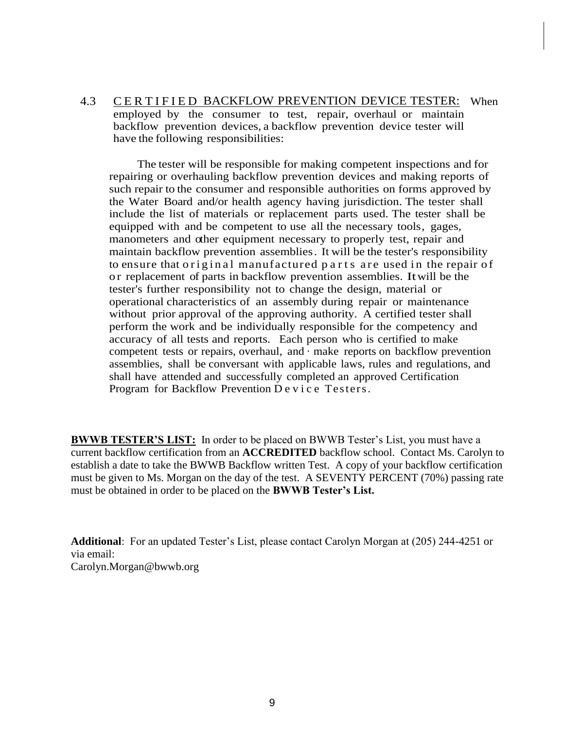4.3 <u>CERTIFIED BACKFLOW PREVENTION DEVICE TESTER:</u> When employed by the consumer to test, repair, overhaul or maintain backflow prevention devices, a backflow prevention device tester will have the following responsibilities:

The tester will be responsible for making competent inspections and for repairing or overhauling backflow prevention devices and making reports of such repair to the consumer and responsible authorities on forms approved by the Water Board and/or health agency having jurisdiction. The tester shall include the list of materials or replacement parts used. The tester shall be equipped with and be competent to use all the necessary tools, gages, manometers and other equipment necessary to properly test, repair and maintain backflow prevention assemblies. It will be the tester's responsibility to ensure that original manufactured parts are used in the repair of or replacement of parts in backflow prevention assemblies. It will be the tester's further responsibility not to change the design, material or operational characteristics of an assembly during repair or maintenance without prior approval of the approving authority. A certified tester shall perform the work and be individually responsible for the competency and accuracy of all tests and reports. Each person who is certified to make competent tests or repairs, overhaul, and · make reports on backflow prevention assemblies, shall be conversant with applicable laws, rules and regulations, and shall have attended and successfully completed an approved Certification Program for Backflow Prevention Device Testers.

**<u>BWWB TESTER'S LIST:</u>** In order to be placed on BWWB Tester's List, you must have a current backflow certification from an **ACCREDITED** backflow school. Contact Ms. Carolyn to establish a date to take the BWWB Backflow written Test. A copy of your backflow certification must be given to Ms. Morgan on the day of the test. A SEVENTY PERCENT (70%) passing rate must be obtained in order to be placed on the **BWWB Tester's List.**

**Additional**: For an updated Tester's List, please contact Carolyn Morgan at (205) 244-4251 or via email:
Carolyn.Morgan@bwwb.org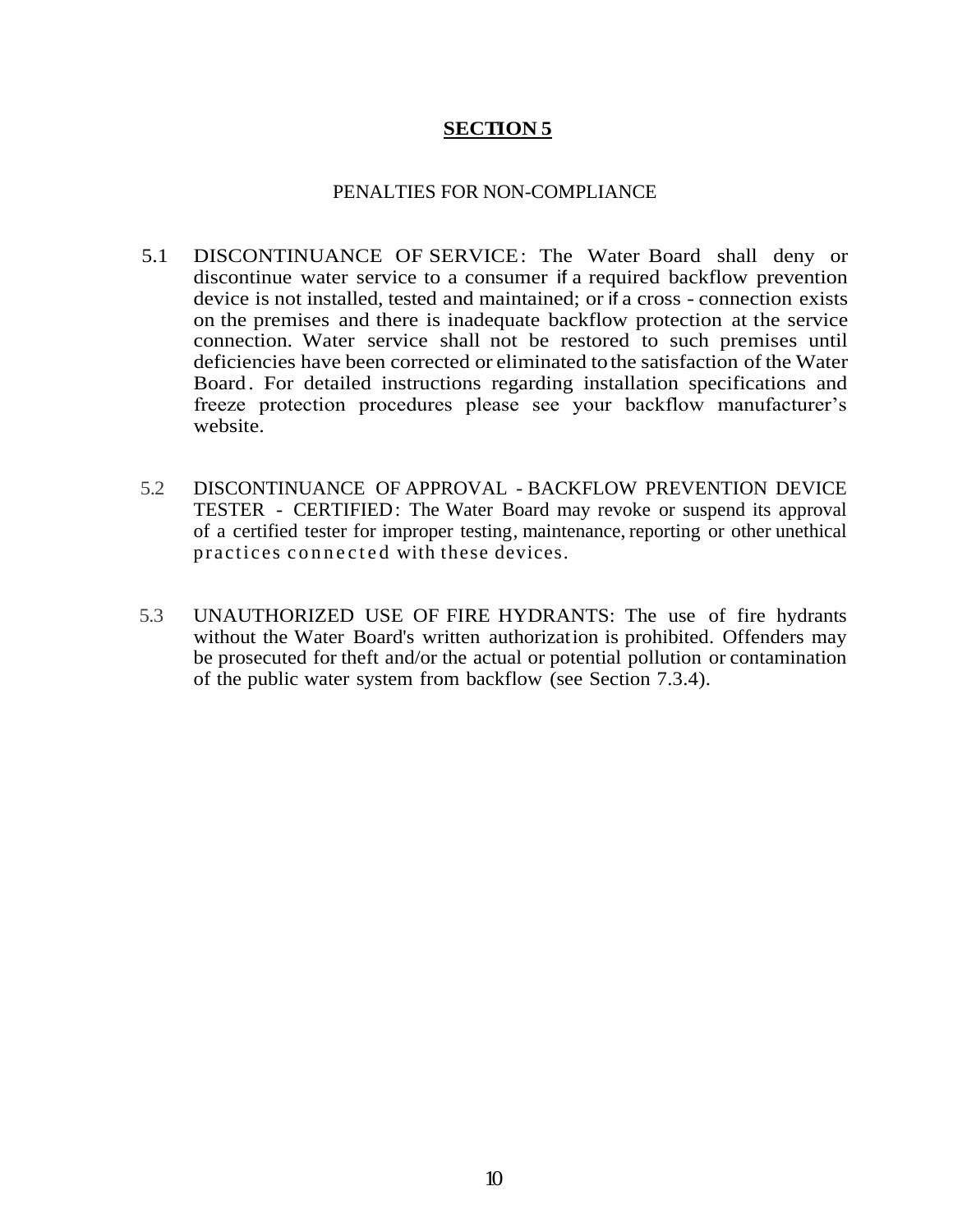## SECTION 5

PENALTIES FOR NON-COMPLIANCE

5.1 DISCONTINUANCE OF SERVICE: The Water Board shall deny or discontinue water service to a consumer if a required backflow prevention device is not installed, tested and maintained; or if a cross - connection exists on the premises and there is inadequate backflow protection at the service connection. Water service shall not be restored to such premises until deficiencies have been corrected or eliminated to the satisfaction of the Water Board. For detailed instructions regarding installation specifications and freeze protection procedures please see your backflow manufacturer's website.

5.2 DISCONTINUANCE OF APPROVAL - BACKFLOW PREVENTION DEVICE TESTER - CERTIFIED: The Water Board may revoke or suspend its approval of a certified tester for improper testing, maintenance, reporting or other unethical practices connected with these devices.

5.3 UNAUTHORIZED USE OF FIRE HYDRANTS: The use of fire hydrants without the Water Board's written authorization is prohibited. Offenders may be prosecuted for theft and/or the actual or potential pollution or contamination of the public water system from backflow (see Section 7.3.4).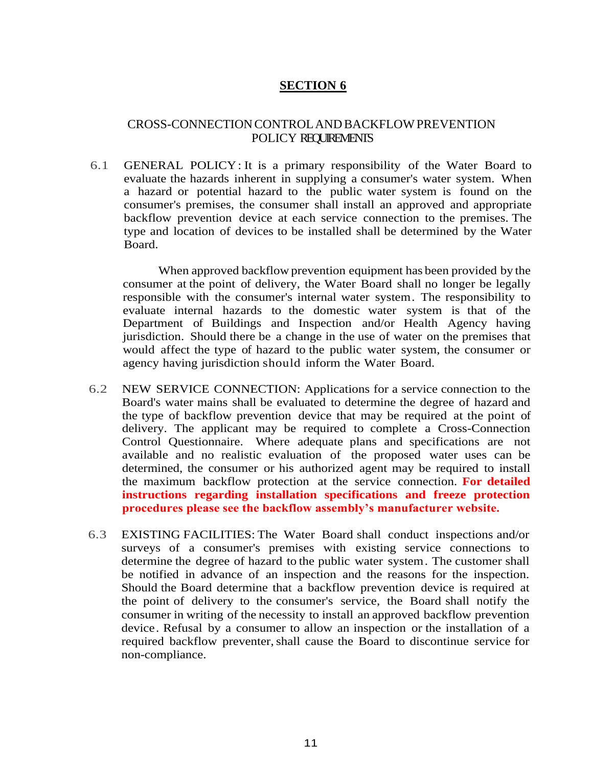# SECTION 6

## CROSS-CONNECTION CONTROL AND BACKFLOW PREVENTION POLICY REQUIREMENTS

6.1 GENERAL POLICY: It is a primary responsibility of the Water Board to evaluate the hazards inherent in supplying a consumer's water system. When a hazard or potential hazard to the public water system is found on the consumer's premises, the consumer shall install an approved and appropriate backflow prevention device at each service connection to the premises. The type and location of devices to be installed shall be determined by the Water Board.

When approved backflow prevention equipment has been provided by the consumer at the point of delivery, the Water Board shall no longer be legally responsible with the consumer's internal water system. The responsibility to evaluate internal hazards to the domestic water system is that of the Department of Buildings and Inspection and/or Health Agency having jurisdiction. Should there be a change in the use of water on the premises that would affect the type of hazard to the public water system, the consumer or agency having jurisdiction should inform the Water Board.

6.2 NEW SERVICE CONNECTION: Applications for a service connection to the Board's water mains shall be evaluated to determine the degree of hazard and the type of backflow prevention device that may be required at the point of delivery. The applicant may be required to complete a Cross-Connection Control Questionnaire. Where adequate plans and specifications are not available and no realistic evaluation of the proposed water uses can be determined, the consumer or his authorized agent may be required to install the maximum backflow protection at the service connection. **For detailed instructions regarding installation specifications and freeze protection procedures please see the backflow assembly's manufacturer website.**

6.3 EXISTING FACILITIES: The Water Board shall conduct inspections and/or surveys of a consumer's premises with existing service connections to determine the degree of hazard to the public water system. The customer shall be notified in advance of an inspection and the reasons for the inspection. Should the Board determine that a backflow prevention device is required at the point of delivery to the consumer's service, the Board shall notify the consumer in writing of the necessity to install an approved backflow prevention device. Refusal by a consumer to allow an inspection or the installation of a required backflow preventer, shall cause the Board to discontinue service for non-compliance.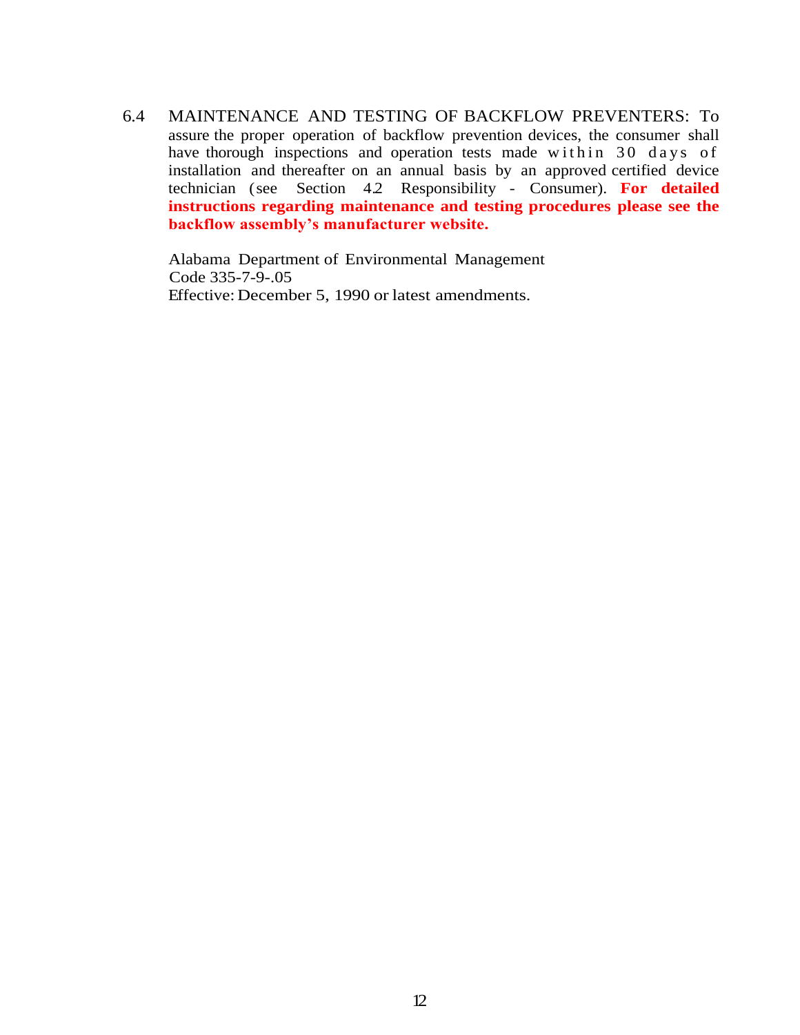6.4 MAINTENANCE AND TESTING OF BACKFLOW PREVENTERS: To assure the proper operation of backflow prevention devices, the consumer shall have thorough inspections and operation tests made within 30 days of installation and thereafter on an annual basis by an approved certified device technician (see Section 4.2 Responsibility - Consumer). **For detailed instructions regarding maintenance and testing procedures please see the backflow assembly's manufacturer website.**

Alabama Department of Environmental Management
Code 335-7-9-.05
Effective: December 5, 1990 or latest amendments.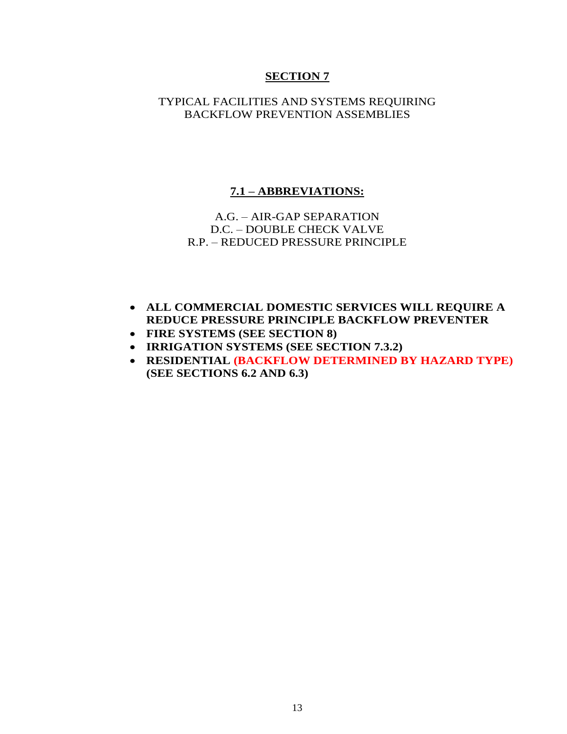# SECTION 7

TYPICAL FACILITIES AND SYSTEMS REQUIRING BACKFLOW PREVENTION ASSEMBLIES

## 7.1 – ABBREVIATIONS:

A.G. – AIR-GAP SEPARATION
D.C. – DOUBLE CHECK VALVE
R.P. – REDUCED PRESSURE PRINCIPLE

- **ALL COMMERCIAL DOMESTIC SERVICES WILL REQUIRE A REDUCE PRESSURE PRINCIPLE BACKFLOW PREVENTER**
- **FIRE SYSTEMS (SEE SECTION 8)**
- **IRRIGATION SYSTEMS (SEE SECTION 7.3.2)**
- **RESIDENTIAL (BACKFLOW DETERMINED BY HAZARD TYPE) (SEE SECTIONS 6.2 AND 6.3)**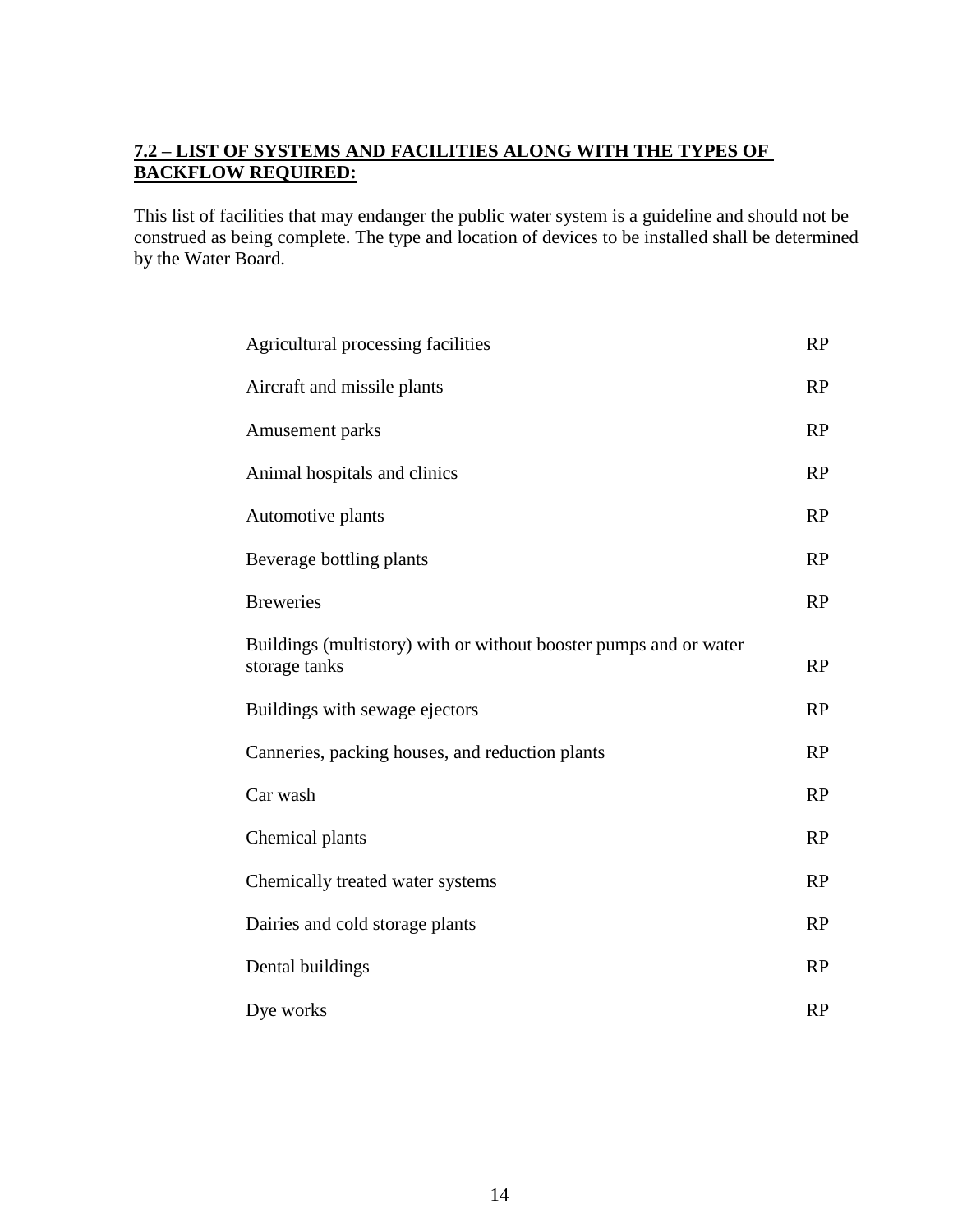## 7.2 – LIST OF SYSTEMS AND FACILITIES ALONG WITH THE TYPES OF BACKFLOW REQUIRED:

This list of facilities that may endanger the public water system is a guideline and should not be construed as being complete. The type and location of devices to be installed shall be determined by the Water Board.

| Facility | Type |
| --- | --- |
| Agricultural processing facilities | RP |
| Aircraft and missile plants | RP |
| Amusement parks | RP |
| Animal hospitals and clinics | RP |
| Automotive plants | RP |
| Beverage bottling plants | RP |
| Breweries | RP |
| Buildings (multistory) with or without booster pumps and or water storage tanks | RP |
| Buildings with sewage ejectors | RP |
| Canneries, packing houses, and reduction plants | RP |
| Car wash | RP |
| Chemical plants | RP |
| Chemically treated water systems | RP |
| Dairies and cold storage plants | RP |
| Dental buildings | RP |
| Dye works | RP |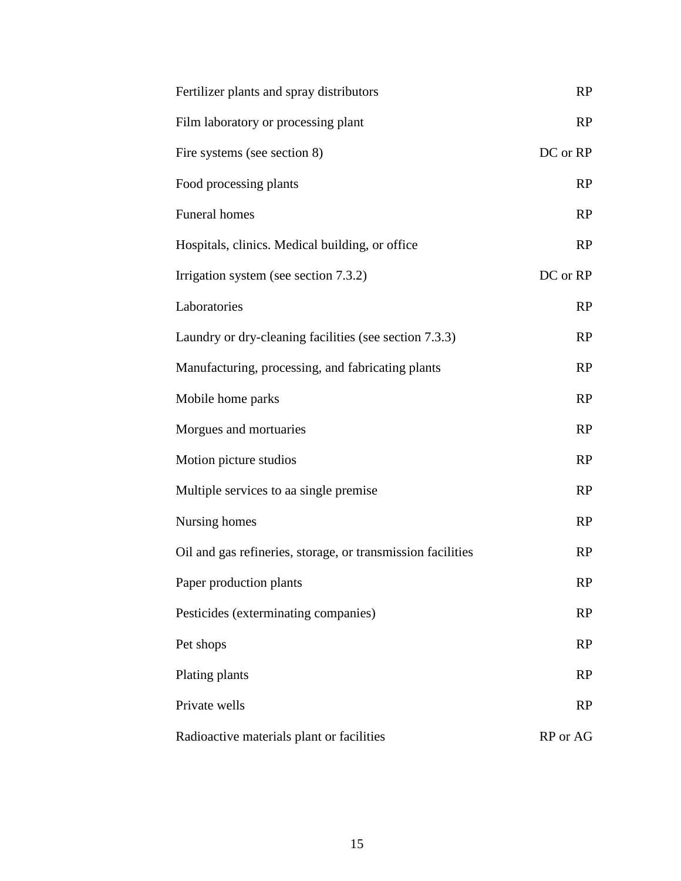| | |
|---|---|
| Fertilizer plants and spray distributors | RP |
| Film laboratory or processing plant | RP |
| Fire systems (see section 8) | DC or RP |
| Food processing plants | RP |
| Funeral homes | RP |
| Hospitals, clinics. Medical building, or office | RP |
| Irrigation system (see section 7.3.2) | DC or RP |
| Laboratories | RP |
| Laundry or dry-cleaning facilities (see section 7.3.3) | RP |
| Manufacturing, processing, and fabricating plants | RP |
| Mobile home parks | RP |
| Morgues and mortuaries | RP |
| Motion picture studios | RP |
| Multiple services to aa single premise | RP |
| Nursing homes | RP |
| Oil and gas refineries, storage, or transmission facilities | RP |
| Paper production plants | RP |
| Pesticides (exterminating companies) | RP |
| Pet shops | RP |
| Plating plants | RP |
| Private wells | RP |
| Radioactive materials plant or facilities | RP or AG |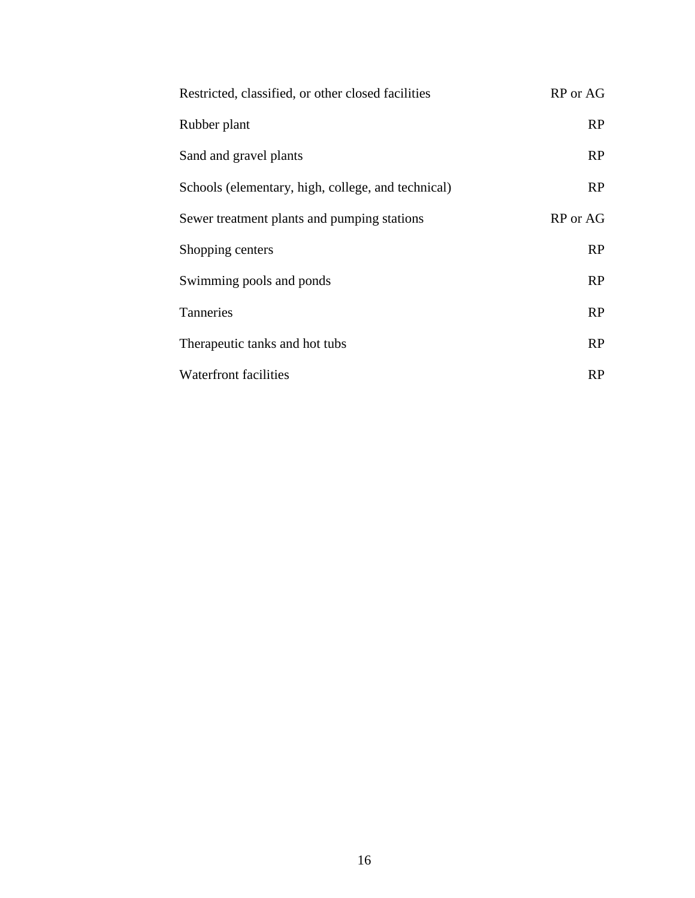| | |
|---|---|
| Restricted, classified, or other closed facilities | RP or AG |
| Rubber plant | RP |
| Sand and gravel plants | RP |
| Schools (elementary, high, college, and technical) | RP |
| Sewer treatment plants and pumping stations | RP or AG |
| Shopping centers | RP |
| Swimming pools and ponds | RP |
| Tanneries | RP |
| Therapeutic tanks and hot tubs | RP |
| Waterfront facilities | RP |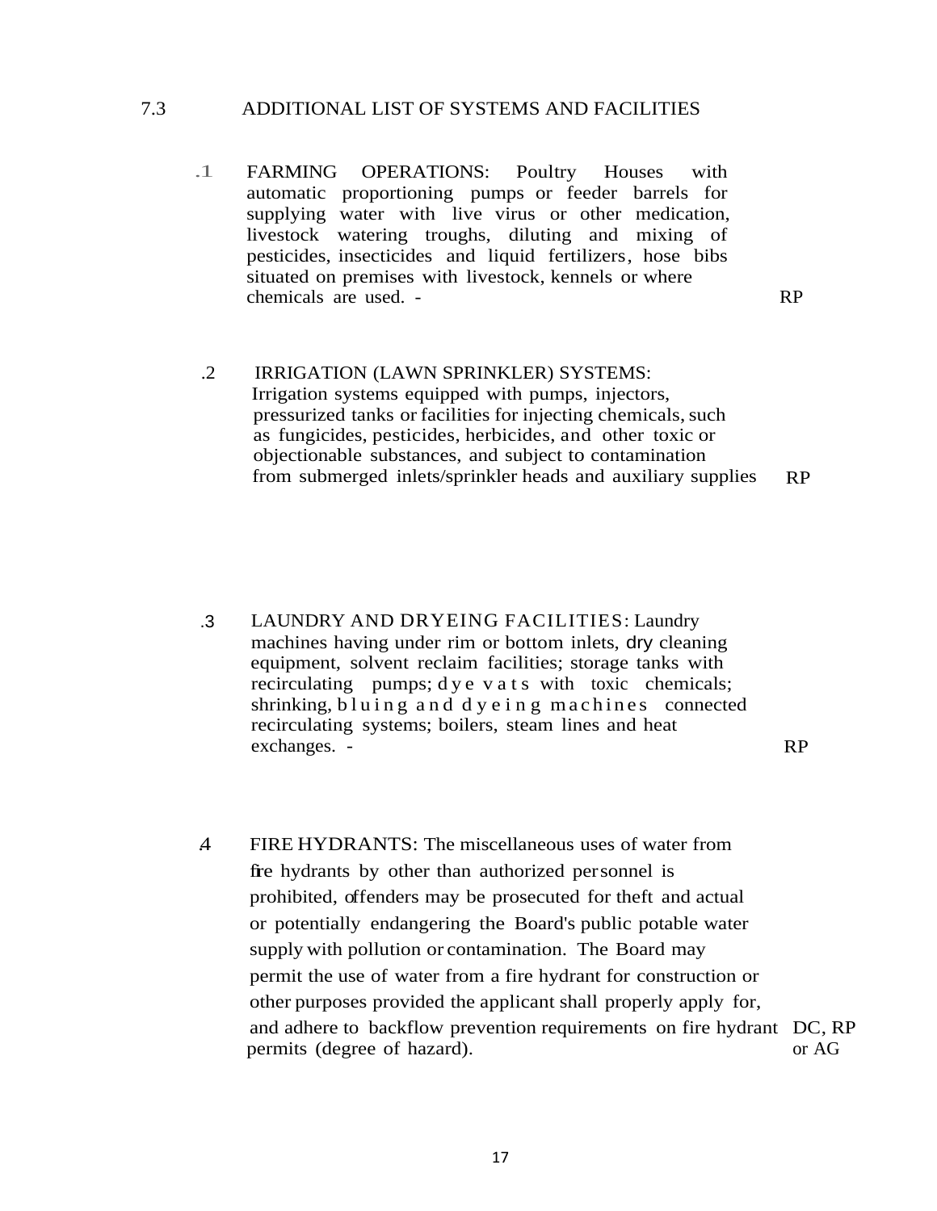## 7.3 ADDITIONAL LIST OF SYSTEMS AND FACILITIES

**.1** FARMING OPERATIONS: Poultry Houses with automatic proportioning pumps or feeder barrels for supplying water with live virus or other medication, livestock watering troughs, diluting and mixing of pesticides, insecticides and liquid fertilizers, hose bibs situated on premises with livestock, kennels or where chemicals are used. - RP

**.2** IRRIGATION (LAWN SPRINKLER) SYSTEMS: Irrigation systems equipped with pumps, injectors, pressurized tanks or facilities for injecting chemicals, such as fungicides, pesticides, herbicides, and other toxic or objectionable substances, and subject to contamination from submerged inlets/sprinkler heads and auxiliary supplies RP

**.3** LAUNDRY AND DRYEING FACILITIES: Laundry machines having under rim or bottom inlets, dry cleaning equipment, solvent reclaim facilities; storage tanks with recirculating pumps; dye vats with toxic chemicals; shrinking, bluing and dyeing machines connected recirculating systems; boilers, steam lines and heat exchanges. - RP

**.4** FIRE HYDRANTS: The miscellaneous uses of water from fire hydrants by other than authorized personnel is prohibited, offenders may be prosecuted for theft and actual or potentially endangering the Board's public potable water supply with pollution or contamination. The Board may permit the use of water from a fire hydrant for construction or other purposes provided the applicant shall properly apply for, and adhere to backflow prevention requirements on fire hydrant permits (degree of hazard). DC, RP or AG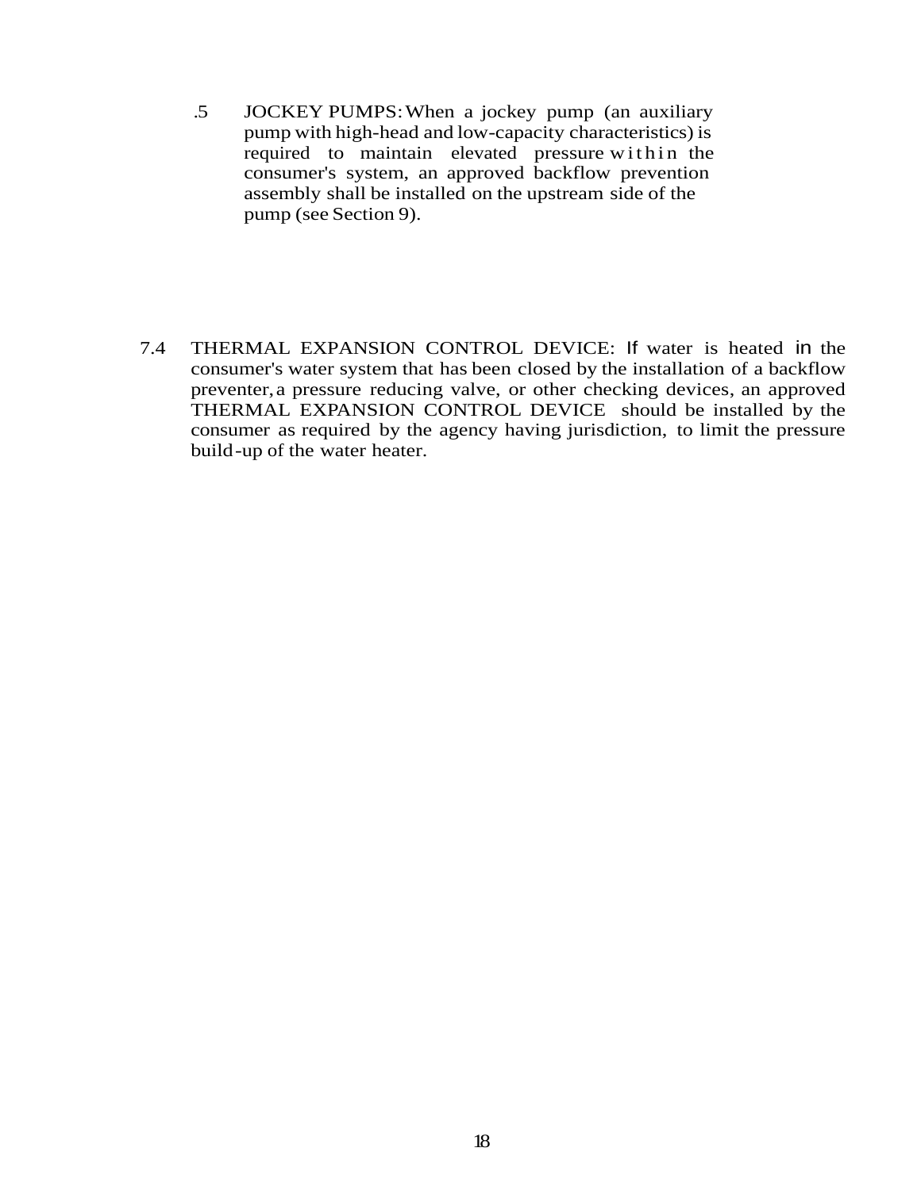.5 JOCKEY PUMPS: When a jockey pump (an auxiliary pump with high-head and low-capacity characteristics) is required to maintain elevated pressure within the consumer's system, an approved backflow prevention assembly shall be installed on the upstream side of the pump (see Section 9).

7.4 THERMAL EXPANSION CONTROL DEVICE: If water is heated in the consumer's water system that has been closed by the installation of a backflow preventer, a pressure reducing valve, or other checking devices, an approved THERMAL EXPANSION CONTROL DEVICE should be installed by the consumer as required by the agency having jurisdiction, to limit the pressure build-up of the water heater.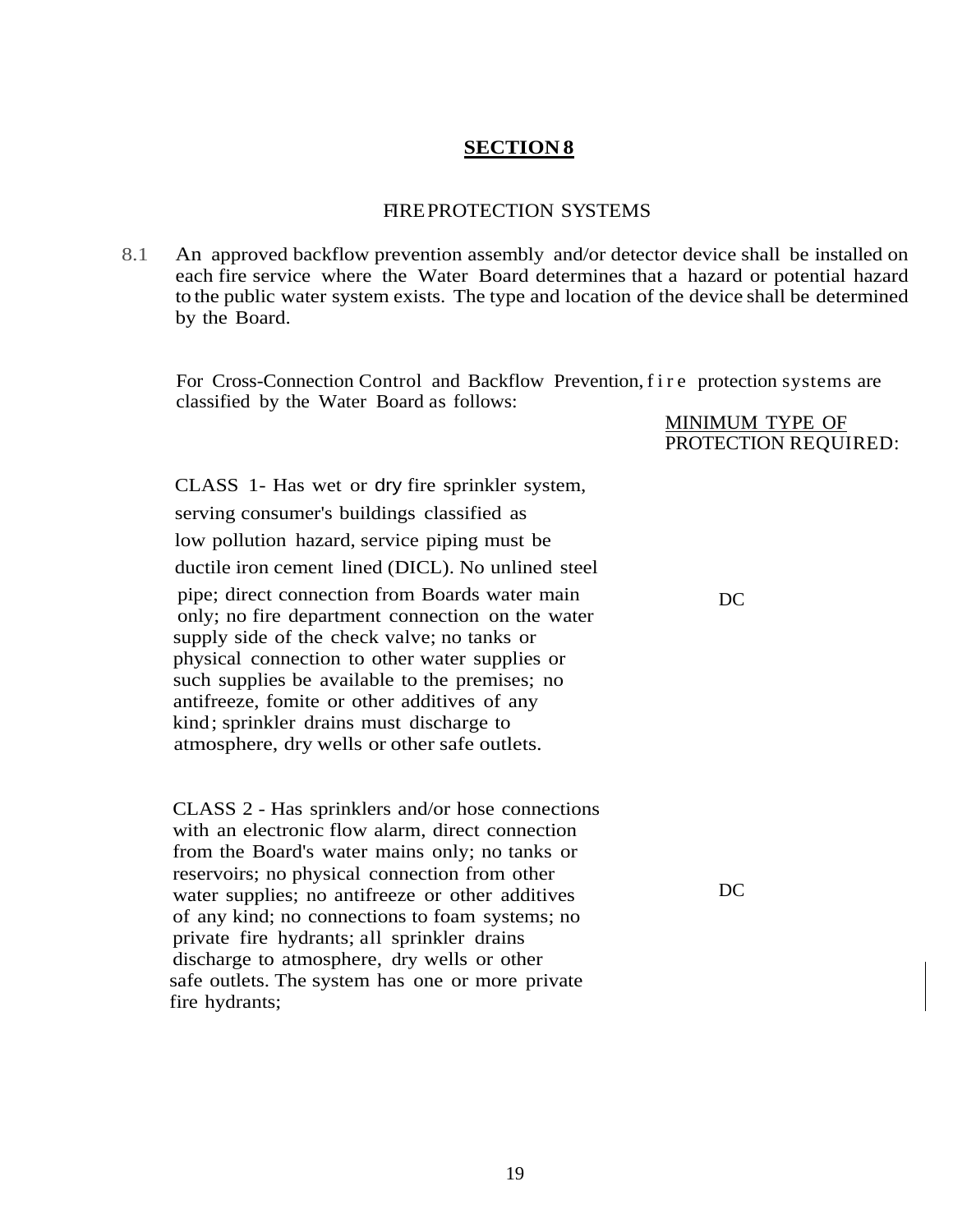# SECTION 8

## FIRE PROTECTION SYSTEMS

8.1 An approved backflow prevention assembly and/or detector device shall be installed on each fire service where the Water Board determines that a hazard or potential hazard to the public water system exists. The type and location of the device shall be determined by the Board.

For Cross-Connection Control and Backflow Prevention, fire protection systems are classified by the Water Board as follows:

| | MINIMUM TYPE OF PROTECTION REQUIRED: |
|---|---|
| CLASS 1- Has wet or dry fire sprinkler system, serving consumer's buildings classified as low pollution hazard, service piping must be ductile iron cement lined (DICL). No unlined steel pipe; direct connection from Boards water main only; no fire department connection on the water supply side of the check valve; no tanks or physical connection to other water supplies or such supplies be available to the premises; no antifreeze, fomite or other additives of any kind; sprinkler drains must discharge to atmosphere, dry wells or other safe outlets. | DC |
| CLASS 2 - Has sprinklers and/or hose connections with an electronic flow alarm, direct connection from the Board's water mains only; no tanks or reservoirs; no physical connection from other water supplies; no antifreeze or other additives of any kind; no connections to foam systems; no private fire hydrants; all sprinkler drains discharge to atmosphere, dry wells or other safe outlets. The system has one or more private fire hydrants; | DC |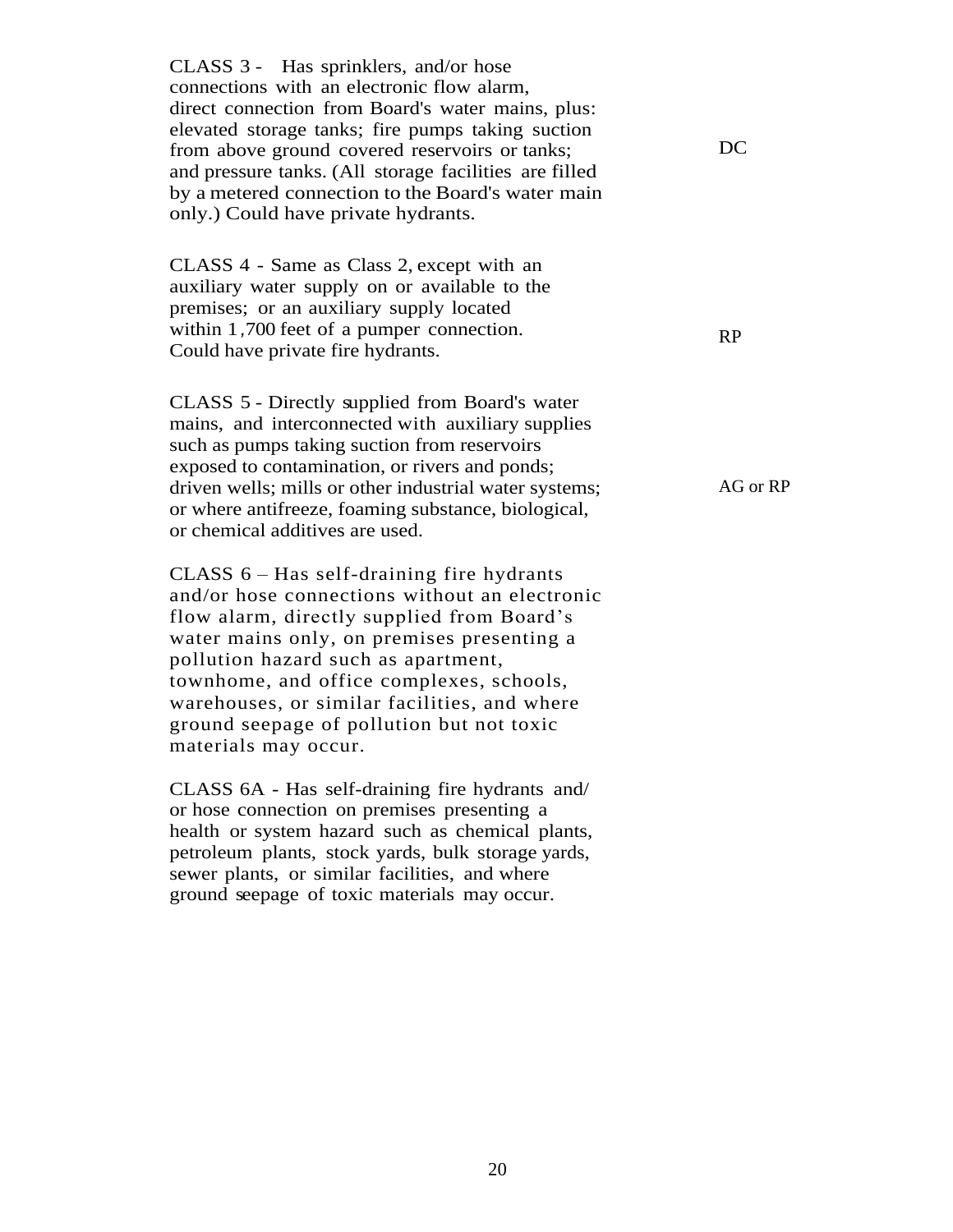| | |
|---|---|
| CLASS 3 - Has sprinklers, and/or hose connections with an electronic flow alarm, direct connection from Board's water mains, plus: elevated storage tanks; fire pumps taking suction from above ground covered reservoirs or tanks; and pressure tanks. (All storage facilities are filled by a metered connection to the Board's water main only.) Could have private hydrants. | DC |
| CLASS 4 - Same as Class 2, except with an auxiliary water supply on or available to the premises; or an auxiliary supply located within 1,700 feet of a pumper connection. Could have private fire hydrants. | RP |
| CLASS 5 - Directly supplied from Board's water mains, and interconnected with auxiliary supplies such as pumps taking suction from reservoirs exposed to contamination, or rivers and ponds; driven wells; mills or other industrial water systems; or where antifreeze, foaming substance, biological, or chemical additives are used. | AG or RP |
| CLASS 6 – Has self-draining fire hydrants and/or hose connections without an electronic flow alarm, directly supplied from Board's water mains only, on premises presenting a pollution hazard such as apartment, townhome, and office complexes, schools, warehouses, or similar facilities, and where ground seepage of pollution but not toxic materials may occur. | |
| CLASS 6A - Has self-draining fire hydrants and/ or hose connection on premises presenting a health or system hazard such as chemical plants, petroleum plants, stock yards, bulk storage yards, sewer plants, or similar facilities, and where ground seepage of toxic materials may occur. | |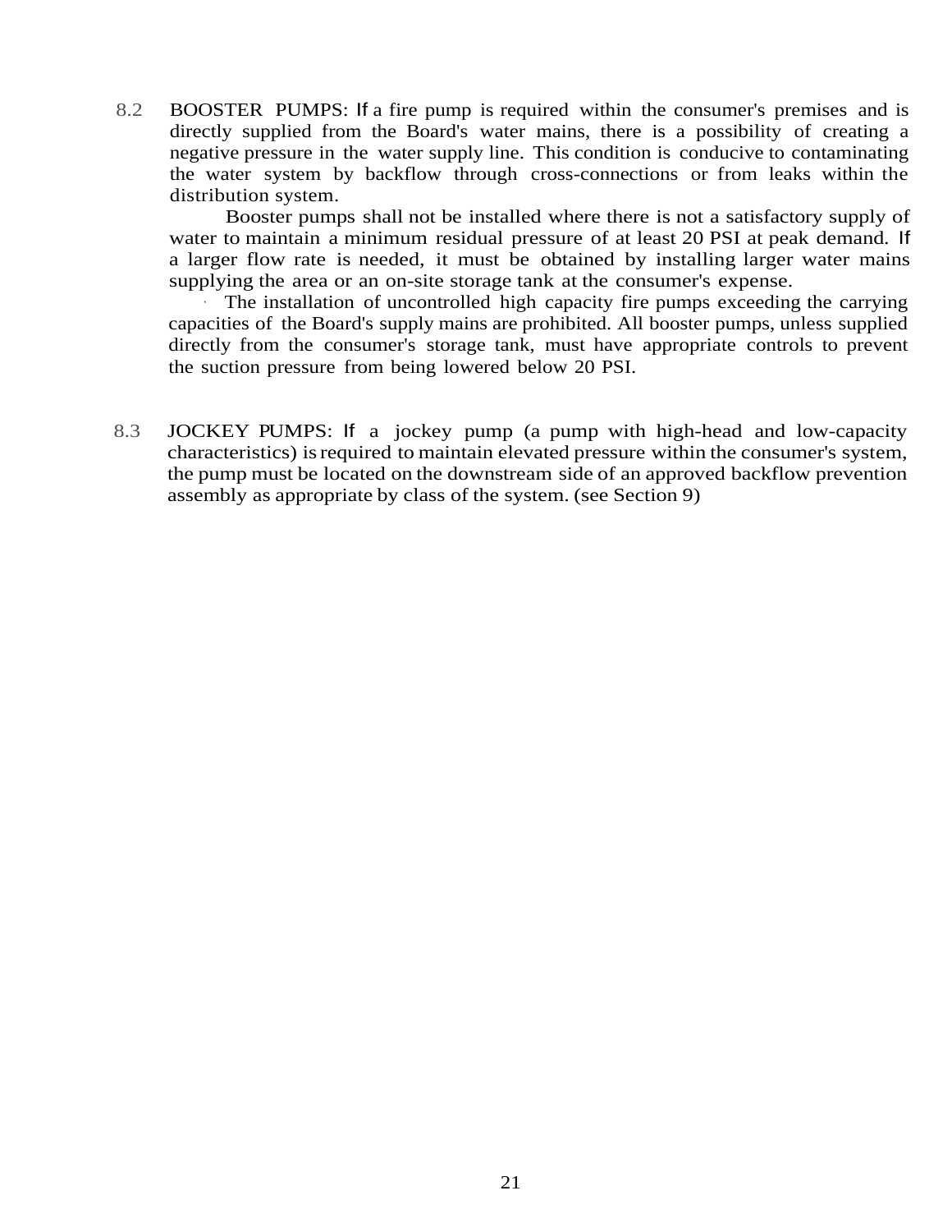8.2 BOOSTER PUMPS: If a fire pump is required within the consumer's premises and is directly supplied from the Board's water mains, there is a possibility of creating a negative pressure in the water supply line. This condition is conducive to contaminating the water system by backflow through cross-connections or from leaks within the distribution system.

Booster pumps shall not be installed where there is not a satisfactory supply of water to maintain a minimum residual pressure of at least 20 PSI at peak demand. If a larger flow rate is needed, it must be obtained by installing larger water mains supplying the area or an on-site storage tank at the consumer's expense.

The installation of uncontrolled high capacity fire pumps exceeding the carrying capacities of the Board's supply mains are prohibited. All booster pumps, unless supplied directly from the consumer's storage tank, must have appropriate controls to prevent the suction pressure from being lowered below 20 PSI.

8.3 JOCKEY PUMPS: If a jockey pump (a pump with high-head and low-capacity characteristics) is required to maintain elevated pressure within the consumer's system, the pump must be located on the downstream side of an approved backflow prevention assembly as appropriate by class of the system. (see Section 9)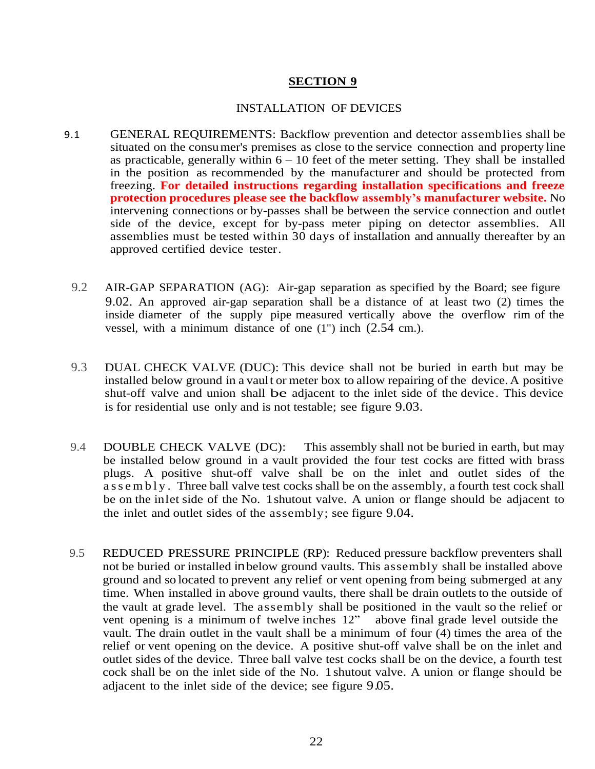## SECTION 9

INSTALLATION OF DEVICES

9.1 GENERAL REQUIREMENTS: Backflow prevention and detector assemblies shall be situated on the consumer's premises as close to the service connection and property line as practicable, generally within 6 – 10 feet of the meter setting. They shall be installed in the position as recommended by the manufacturer and should be protected from freezing. **For detailed instructions regarding installation specifications and freeze protection procedures please see the backflow assembly's manufacturer website.** No intervening connections or by-passes shall be between the service connection and outlet side of the device, except for by-pass meter piping on detector assemblies. All assemblies must be tested within 30 days of installation and annually thereafter by an approved certified device tester.

9.2 AIR-GAP SEPARATION (AG): Air-gap separation as specified by the Board; see figure 9.02. An approved air-gap separation shall be a distance of at least two (2) times the inside diameter of the supply pipe measured vertically above the overflow rim of the vessel, with a minimum distance of one (1") inch (2.54 cm.).

9.3 DUAL CHECK VALVE (DUC): This device shall not be buried in earth but may be installed below ground in a vault or meter box to allow repairing of the device. A positive shut-off valve and union shall be adjacent to the inlet side of the device. This device is for residential use only and is not testable; see figure 9.03.

9.4 DOUBLE CHECK VALVE (DC): This assembly shall not be buried in earth, but may be installed below ground in a vault provided the four test cocks are fitted with brass plugs. A positive shut-off valve shall be on the inlet and outlet sides of the assembly. Three ball valve test cocks shall be on the assembly, a fourth test cock shall be on the inlet side of the No. 1 shutout valve. A union or flange should be adjacent to the inlet and outlet sides of the assembly; see figure 9.04.

9.5 REDUCED PRESSURE PRINCIPLE (RP): Reduced pressure backflow preventers shall not be buried or installed in below ground vaults. This assembly shall be installed above ground and so located to prevent any relief or vent opening from being submerged at any time. When installed in above ground vaults, there shall be drain outlets to the outside of the vault at grade level. The assembly shall be positioned in the vault so the relief or vent opening is a minimum of twelve inches 12" above final grade level outside the vault. The drain outlet in the vault shall be a minimum of four (4) times the area of the relief or vent opening on the device. A positive shut-off valve shall be on the inlet and outlet sides of the device. Three ball valve test cocks shall be on the device, a fourth test cock shall be on the inlet side of the No. 1 shutout valve. A union or flange should be adjacent to the inlet side of the device; see figure 9.05.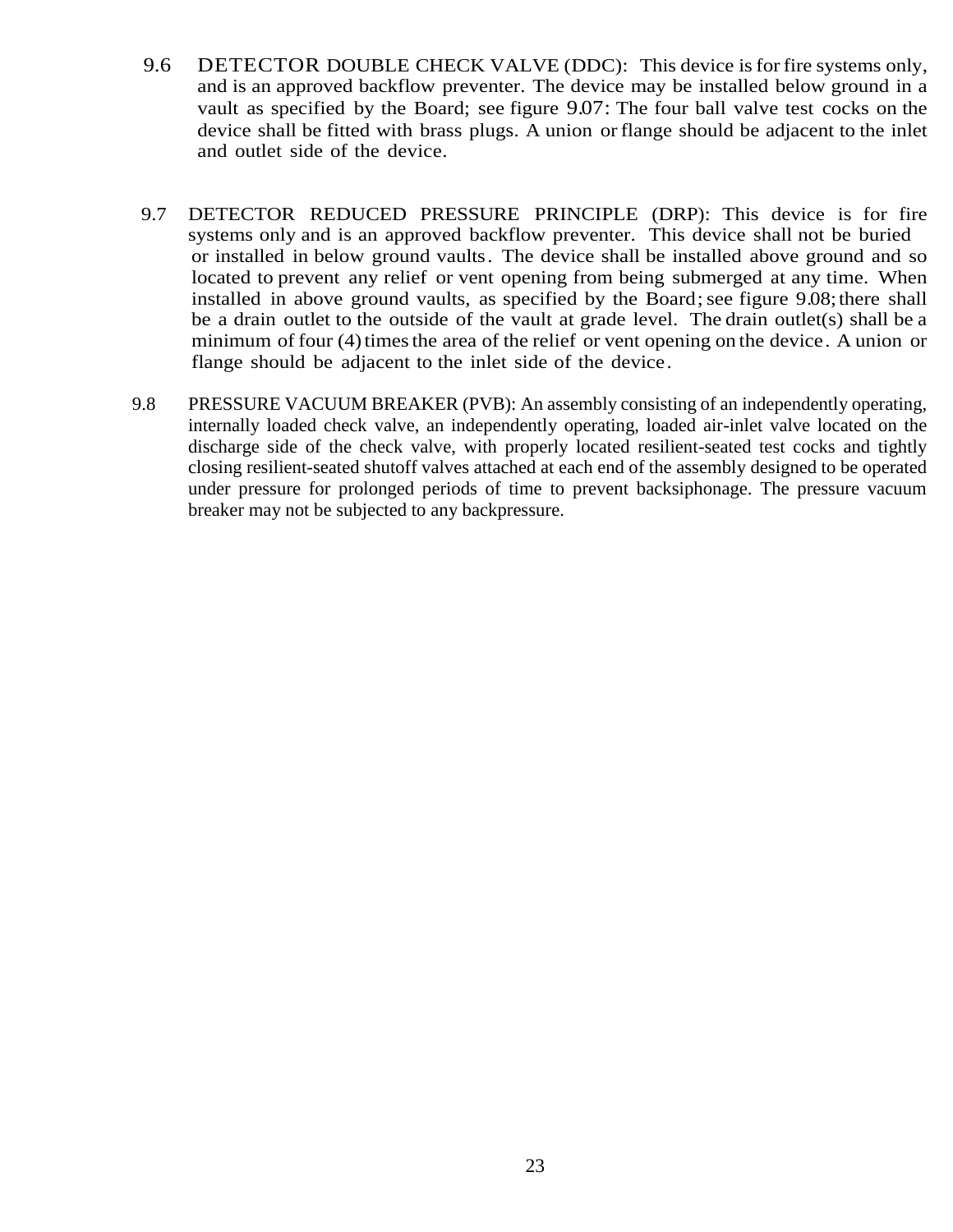9.6 DETECTOR DOUBLE CHECK VALVE (DDC): This device is for fire systems only, and is an approved backflow preventer. The device may be installed below ground in a vault as specified by the Board; see figure 9.07: The four ball valve test cocks on the device shall be fitted with brass plugs. A union or flange should be adjacent to the inlet and outlet side of the device.

9.7 DETECTOR REDUCED PRESSURE PRINCIPLE (DRP): This device is for fire systems only and is an approved backflow preventer. This device shall not be buried or installed in below ground vaults. The device shall be installed above ground and so located to prevent any relief or vent opening from being submerged at any time. When installed in above ground vaults, as specified by the Board; see figure 9.08; there shall be a drain outlet to the outside of the vault at grade level. The drain outlet(s) shall be a minimum of four (4) times the area of the relief or vent opening on the device. A union or flange should be adjacent to the inlet side of the device.

9.8 PRESSURE VACUUM BREAKER (PVB): An assembly consisting of an independently operating, internally loaded check valve, an independently operating, loaded air-inlet valve located on the discharge side of the check valve, with properly located resilient-seated test cocks and tightly closing resilient-seated shutoff valves attached at each end of the assembly designed to be operated under pressure for prolonged periods of time to prevent backsiphonage. The pressure vacuum breaker may not be subjected to any backpressure.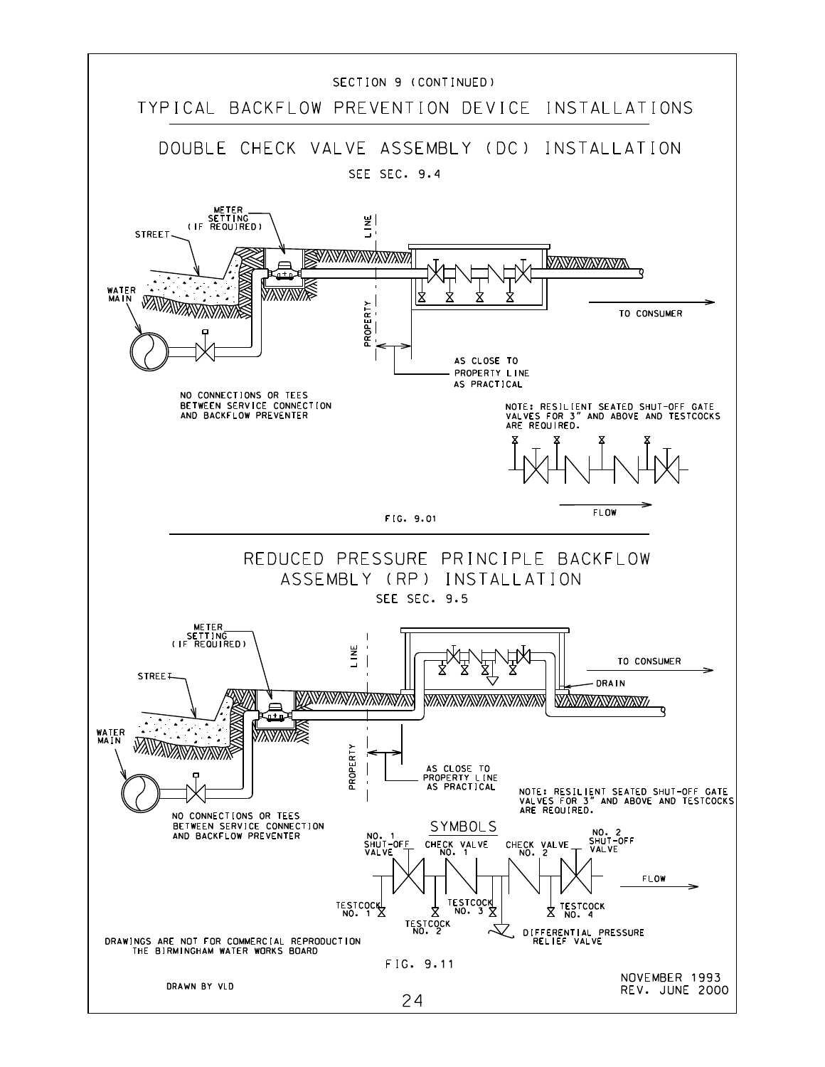SECTION 9 (CONTINUED)

# TYPICAL BACKFLOW PREVENTION DEVICE INSTALLATIONS

## DOUBLE CHECK VALVE ASSEMBLY (DC) INSTALLATION

SEE SEC. 9.4

METER SETTING (IF REQUIRED)

STREET

WATER MAIN

PROPERTY LINE

TO CONSUMER

AS CLOSE TO PROPERTY LINE AS PRACTICAL

NO CONNECTIONS OR TEES BETWEEN SERVICE CONNECTION AND BACKFLOW PREVENTER

NOTE: RESILIENT SEATED SHUT-OFF GATE VALVES FOR 3" AND ABOVE AND TESTCOCKS ARE REQUIRED.

FLOW

FIG. 9.01

## REDUCED PRESSURE PRINCIPLE BACKFLOW ASSEMBLY (RP) INSTALLATION

SEE SEC. 9.5

METER SETTING (IF REQUIRED)

STREET

WATER MAIN

PROPERTY LINE

TO CONSUMER

DRAIN

AS CLOSE TO PROPERTY LINE AS PRACTICAL

NOTE: RESILIENT SEATED SHUT-OFF GATE VALVES FOR 3" AND ABOVE AND TESTCOCKS ARE REQUIRED.

NO CONNECTIONS OR TEES BETWEEN SERVICE CONNECTION AND BACKFLOW PREVENTER

### SYMBOLS

NO. 1 SHUT-OFF VALVE

CHECK VALVE NO. 1

CHECK VALVE NO. 2

NO. 2 SHUT-OFF VALVE

FLOW

TESTCOCK NO. 1

TESTCOCK NO. 2

TESTCOCK NO. 3

TESTCOCK NO. 4

DIFFERENTIAL PRESSURE RELIEF VALVE

DRAWINGS ARE NOT FOR COMMERCIAL REPRODUCTION
THE BIRMINGHAM WATER WORKS BOARD

FIG. 9.11

DRAWN BY VLD

NOVEMBER 1993
REV. JUNE 2000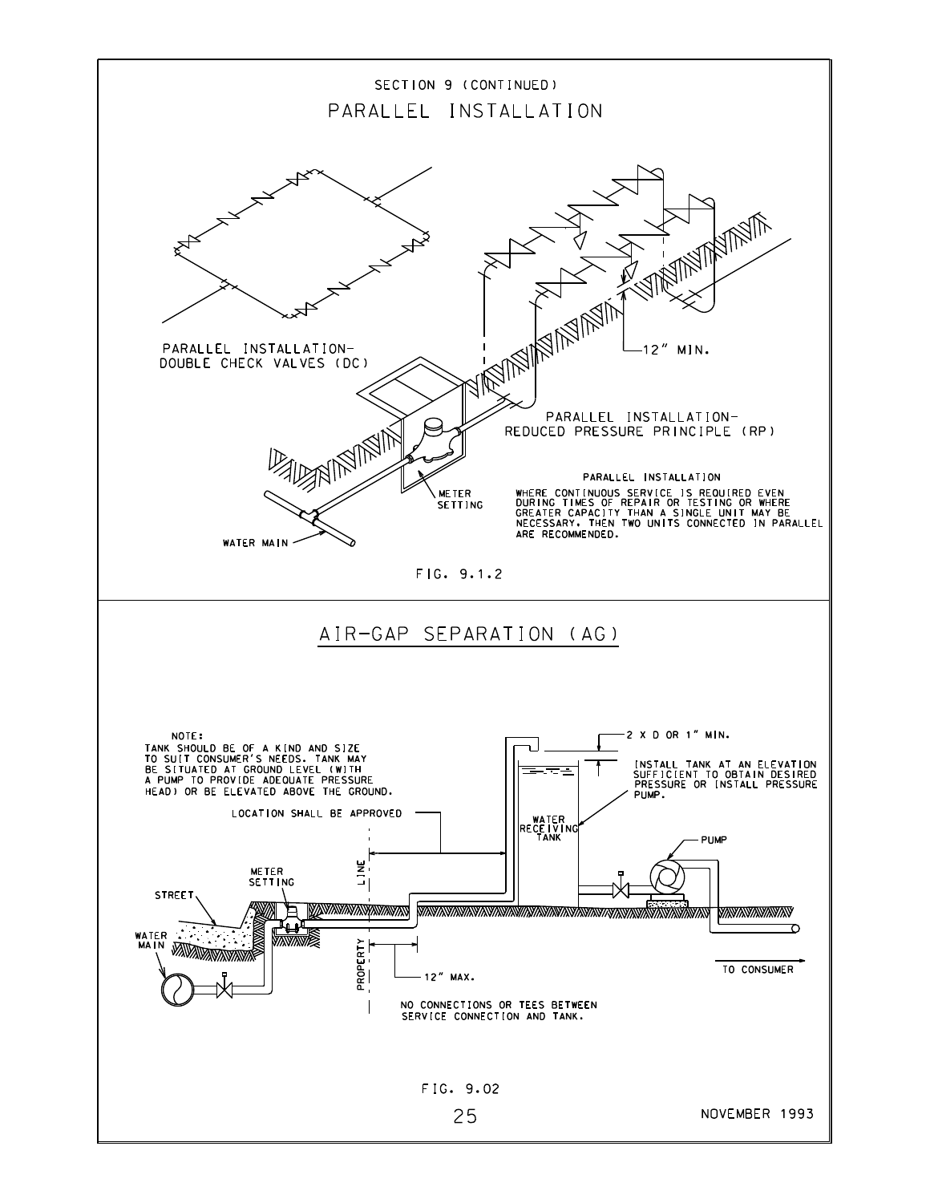SECTION 9 (CONTINUED)

# PARALLEL INSTALLATION

PARALLEL INSTALLATION- DOUBLE CHECK VALVES (DC)

12" MIN.

PARALLEL INSTALLATION- REDUCED PRESSURE PRINCIPLE (RP)

METER SETTING

WATER MAIN

PARALLEL INSTALLATION

WHERE CONTINUOUS SERVICE IS REQUIRED EVEN DURING TIMES OF REPAIR OR TESTING OR WHERE GREATER CAPACITY THAN A SINGLE UNIT MAY BE NECESSARY, THEN TWO UNITS CONNECTED IN PARALLEL ARE RECOMMENDED.

FIG. 9.1.2

# AIR-GAP SEPARATION (AG)

NOTE:
TANK SHOULD BE OF A KIND AND SIZE TO SUIT CONSUMER'S NEEDS. TANK MAY BE SITUATED AT GROUND LEVEL (WITH A PUMP TO PROVIDE ADEQUATE PRESSURE HEAD) OR BE ELEVATED ABOVE THE GROUND.

2 X D OR 1" MIN.

INSTALL TANK AT AN ELEVATION SUFFICIENT TO OBTAIN DESIRED PRESSURE OR INSTALL PRESSURE PUMP.

LOCATION SHALL BE APPROVED

WATER RECEIVING TANK

PUMP

METER SETTING

STREET

WATER MAIN

PROPERTY LINE

12" MAX.

TO CONSUMER

NO CONNECTIONS OR TEES BETWEEN SERVICE CONNECTION AND TANK.

FIG. 9.02

NOVEMBER 1993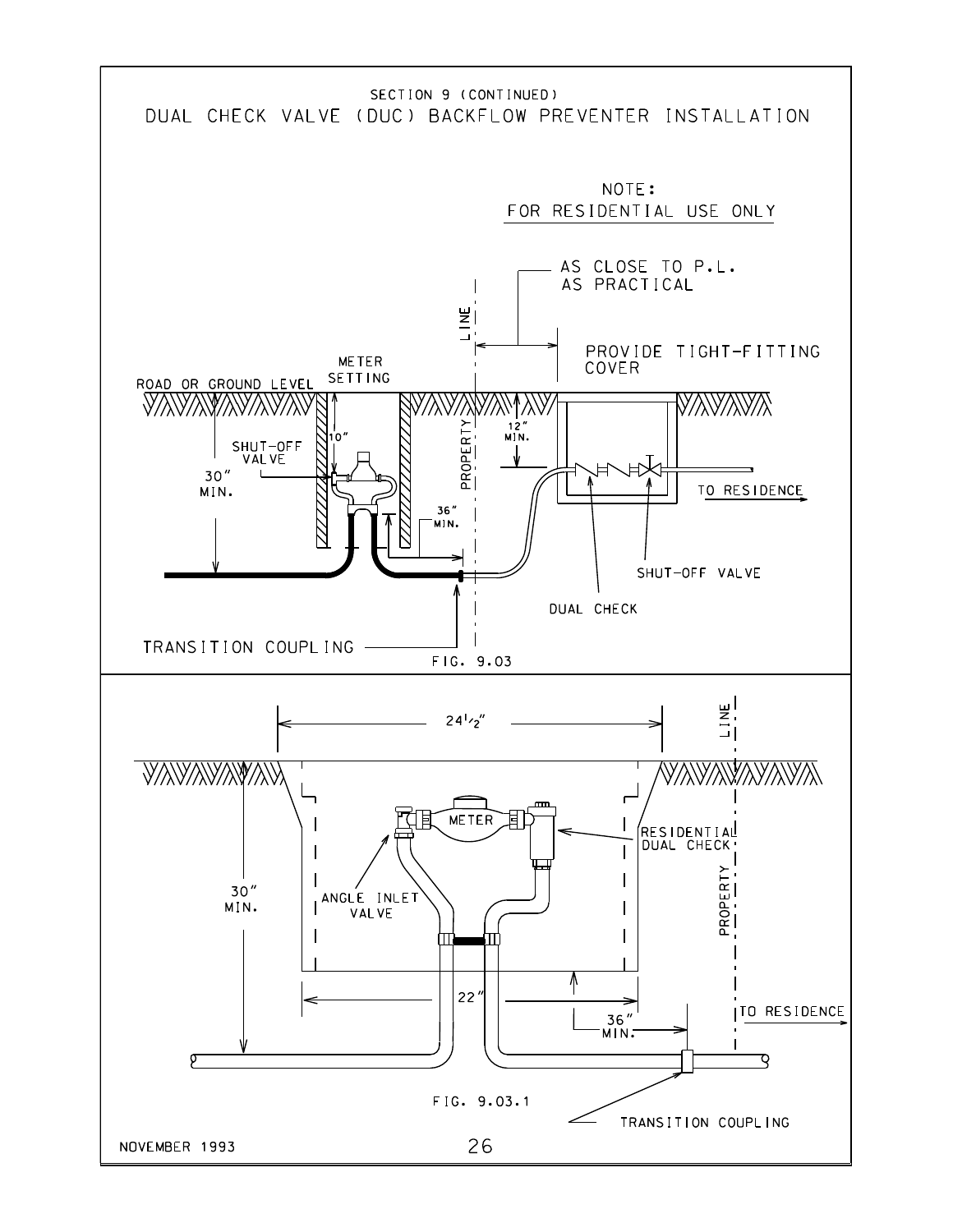SECTION 9 (CONTINUED)

# DUAL CHECK VALVE (DUC) BACKFLOW PREVENTER INSTALLATION

NOTE:
FOR RESIDENTIAL USE ONLY

AS CLOSE TO P.L. AS PRACTICAL

PROVIDE TIGHT-FITTING COVER

METER SETTING

ROAD OR GROUND LEVEL

PROPERTY LINE

10"

12" MIN.

SHUT-OFF VALVE

30" MIN.

36" MIN.

TO RESIDENCE

SHUT-OFF VALVE

DUAL CHECK

TRANSITION COUPLING

FIG. 9.03

24 1/2"

LINE

METER

RESIDENTIAL DUAL CHECK

PROPERTY

30" MIN.

ANGLE INLET VALVE

22"

36" MIN.

TO RESIDENCE

TRANSITION COUPLING

FIG. 9.03.1

NOVEMBER 1993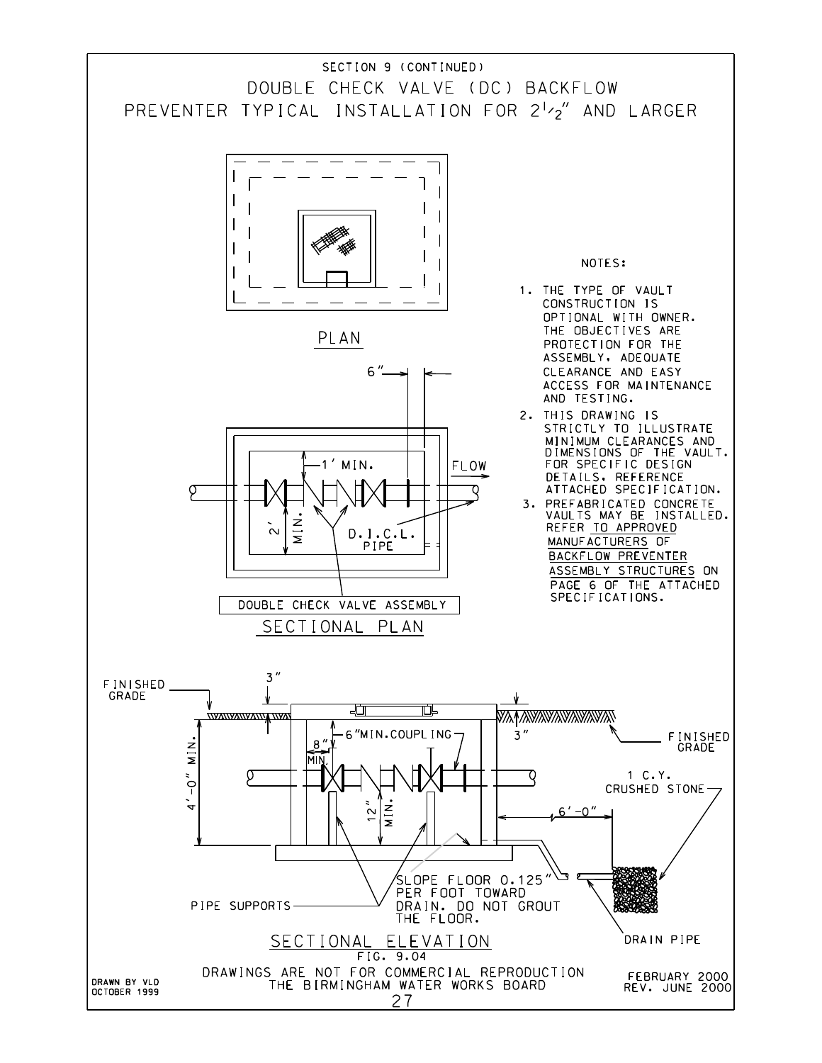SECTION 9 (CONTINUED)

# DOUBLE CHECK VALVE (DC) BACKFLOW PREVENTER TYPICAL INSTALLATION FOR 2½" AND LARGER

PLAN

6"

1' MIN.

FLOW

2' MIN.

D.I.C.L. PIPE

DOUBLE CHECK VALVE ASSEMBLY

SECTIONAL PLAN

NOTES:

1. THE TYPE OF VAULT CONSTRUCTION IS OPTIONAL WITH OWNER. THE OBJECTIVES ARE PROTECTION FOR THE ASSEMBLY, ADEQUATE CLEARANCE AND EASY ACCESS FOR MAINTENANCE AND TESTING.
2. THIS DRAWING IS STRICTLY TO ILLUSTRATE MINIMUM CLEARANCES AND DIMENSIONS OF THE VAULT. FOR SPECIFIC DESIGN DETAILS, REFERENCE ATTACHED SPECIFICATION.
3. PREFABRICATED CONCRETE VAULTS MAY BE INSTALLED. REFER TO APPROVED MANUFACTURERS OF BACKFLOW PREVENTER ASSEMBLY STRUCTURES ON PAGE 6 OF THE ATTACHED SPECIFICATIONS.

FINISHED GRADE

3"

4'-0" MIN.

8" MIN.

6" MIN. COUPLING

3"

FINISHED GRADE

12" MIN.

1 C.Y. CRUSHED STONE

6'-0"

PIPE SUPPORTS

SLOPE FLOOR 0.125" PER FOOT TOWARD DRAIN. DO NOT GROUT THE FLOOR.

DRAIN PIPE

SECTIONAL ELEVATION

FIG. 9.04

DRAWINGS ARE NOT FOR COMMERCIAL REPRODUCTION
THE BIRMINGHAM WATER WORKS BOARD

DRAWN BY VLD
OCTOBER 1999

FEBRUARY 2000
REV. JUNE 2000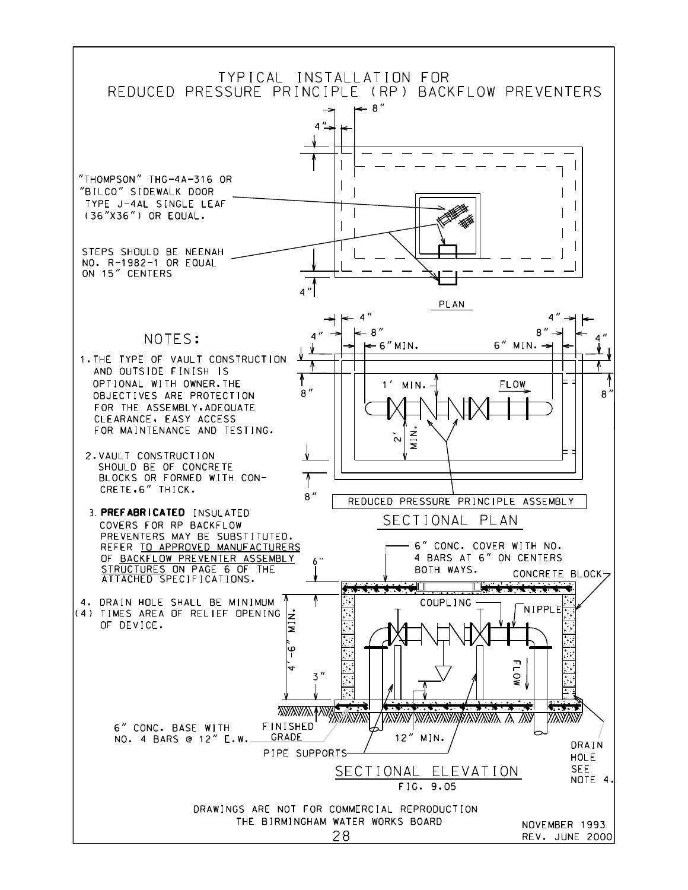# TYPICAL INSTALLATION FOR REDUCED PRESSURE PRINCIPLE (RP) BACKFLOW PREVENTERS

"THOMPSON" THG-4A-316 OR "BILCO" SIDEWALK DOOR TYPE J-4AL SINGLE LEAF (36"X36") OR EQUAL.

STEPS SHOULD BE NEENAH NO. R-1982-1 OR EQUAL ON 15" CENTERS

PLAN

## NOTES:

1. THE TYPE OF VAULT CONSTRUCTION AND OUTSIDE FINISH IS OPTIONAL WITH OWNER. THE OBJECTIVES ARE PROTECTION FOR THE ASSEMBLY, ADEQUATE CLEARANCE, EASY ACCESS FOR MAINTENANCE AND TESTING.
2. VAULT CONSTRUCTION SHOULD BE OF CONCRETE BLOCKS OR FORMED WITH CONCRETE, 6" THICK.
3. **PREFABRICATED** INSULATED COVERS FOR RP BACKFLOW PREVENTERS MAY BE SUBSTITUTED. REFER TO APPROVED MANUFACTURERS OF BACKFLOW PREVENTER ASSEMBLY STRUCTURES ON PAGE 6 OF THE ATTACHED SPECIFICATIONS.
4. DRAIN HOLE SHALL BE MINIMUM (4) TIMES AREA OF RELIEF OPENING OF DEVICE.

REDUCED PRESSURE PRINCIPLE ASSEMBLY

SECTIONAL PLAN

6" CONC. COVER WITH NO. 4 BARS AT 6" ON CENTERS BOTH WAYS.

CONCRETE BLOCK

COUPLING

NIPPLE

FLOW

6" CONC. BASE WITH NO. 4 BARS @ 12" E.W.

FINISHED GRADE

12" MIN.

PIPE SUPPORTS

DRAIN HOLE SEE NOTE 4.

SECTIONAL ELEVATION

FIG. 9.05

DRAWINGS ARE NOT FOR COMMERCIAL REPRODUCTION

THE BIRMINGHAM WATER WORKS BOARD

NOVEMBER 1993

REV. JUNE 2000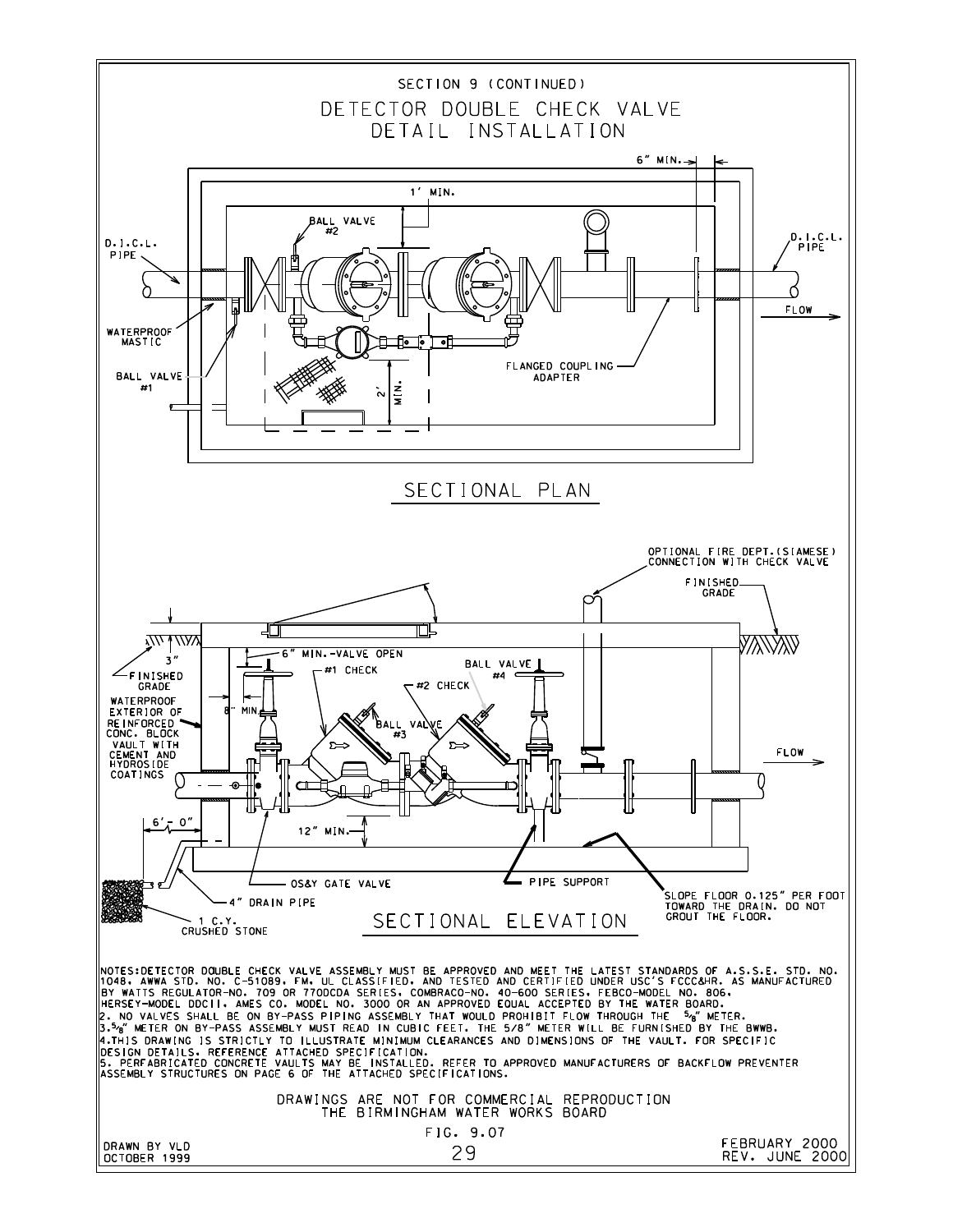SECTION 9 (CONTINUED)

# DETECTOR DOUBLE CHECK VALVE DETAIL INSTALLATION

6" MIN.

1' MIN.

BALL VALVE #2

D.I.C.L. PIPE

D.I.C.L. PIPE

FLOW

WATERPROOF MASTIC

BALL VALVE #1

FLANGED COUPLING ADAPTER

2' MIN.

## SECTIONAL PLAN

OPTIONAL FIRE DEPT. (SIAMESE) CONNECTION WITH CHECK VALVE

FINISHED GRADE

3"

6" MIN.-VALVE OPEN

FINISHED GRADE

#1 CHECK

BALL VALVE #4

#2 CHECK

WATERPROOF EXTERIOR OF REINFORCED CONC. BLOCK VAULT WITH CEMENT AND HYDROSIDE COATINGS

8" MIN.

BALL VALVE #3

FLOW

12" MIN.

6'- 0"

OS&Y GATE VALVE

PIPE SUPPORT

4" DRAIN PIPE

SLOPE FLOOR 0.125" PER FOOT TOWARD THE DRAIN. DO NOT GROUT THE FLOOR.

1 C.Y. CRUSHED STONE

## SECTIONAL ELEVATION

NOTES: DETECTOR DOUBLE CHECK VALVE ASSEMBLY MUST BE APPROVED AND MEET THE LATEST STANDARDS OF A.S.S.E. STD. NO. 1048, AWWA STD. NO. C-51089, FM, UL CLASSIFIED, AND TESTED AND CERTIFIED UNDER USC'S FCCC&HR. AS MANUFACTURED BY WATTS REGULATOR-NO. 709 OR 770DCDA SERIES, COMBRACO-NO. 40-600 SERIES, FEBCO-MODEL NO. 806, HERSEY-MODEL DDCII, AMES CO. MODEL NO. 3000 OR AN APPROVED EQUAL ACCEPTED BY THE WATER BOARD.

2. NO VALVES SHALL BE ON BY-PASS PIPING ASSEMBLY THAT WOULD PROHIBIT FLOW THROUGH THE 5/8" METER.
3. 5/8" METER ON BY-PASS ASSEMBLY MUST READ IN CUBIC FEET. THE 5/8" METER WILL BE FURNISHED BY THE BWWB.
4. THIS DRAWING IS STRICTLY TO ILLUSTRATE MINIMUM CLEARANCES AND DIMENSIONS OF THE VAULT. FOR SPECIFIC DESIGN DETAILS, REFERENCE ATTACHED SPECIFICATION.
5. PERFABRICATED CONCRETE VAULTS MAY BE INSTALLED. REFER TO APPROVED MANUFACTURERS OF BACKFLOW PREVENTER ASSEMBLY STRUCTURES ON PAGE 6 OF THE ATTACHED SPECIFICATIONS.

DRAWINGS ARE NOT FOR COMMERCIAL REPRODUCTION
THE BIRMINGHAM WATER WORKS BOARD

FIG. 9.07

DRAWN BY VLD
OCTOBER 1999

FEBRUARY 2000
REV. JUNE 2000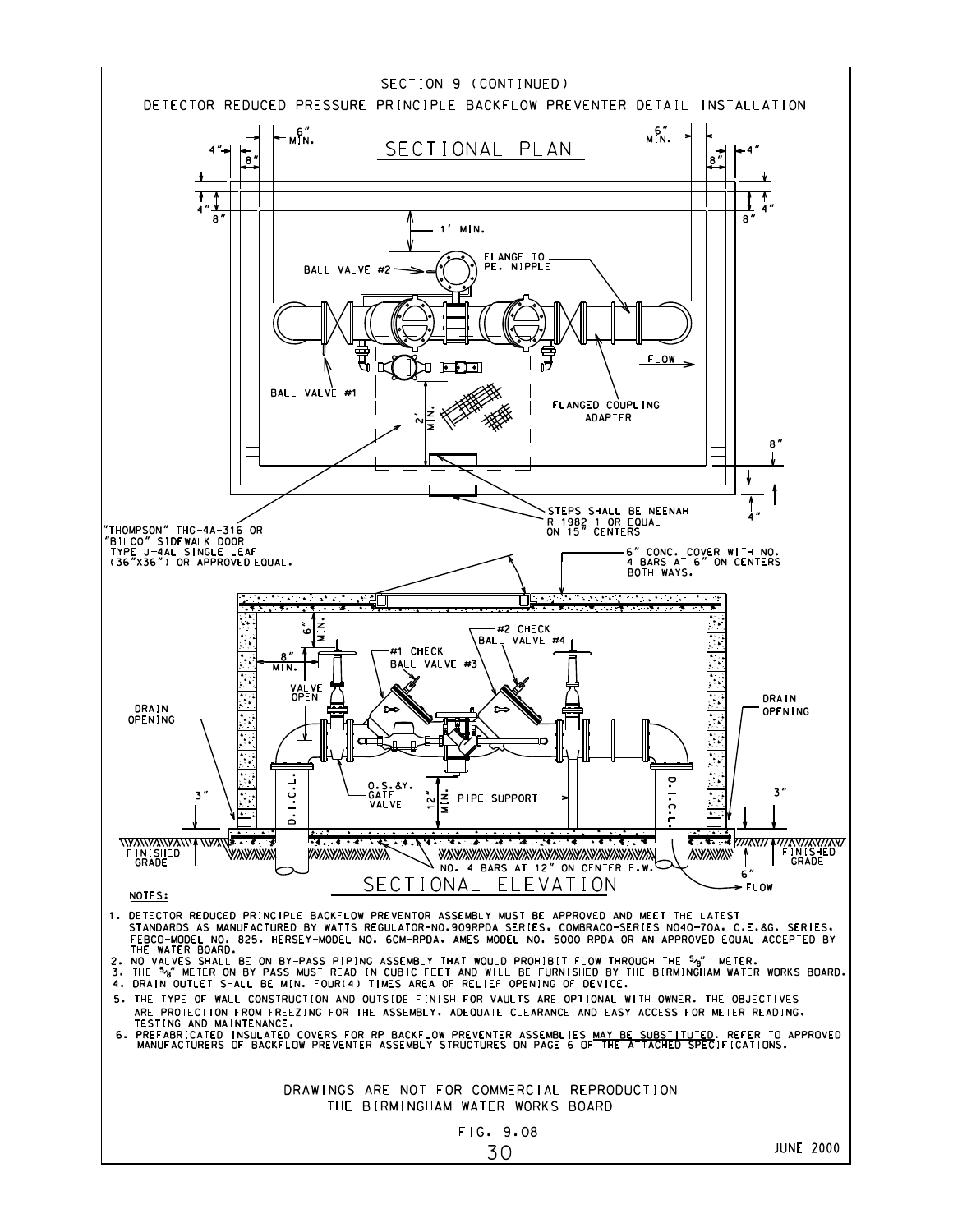SECTION 9 (CONTINUED)

# DETECTOR REDUCED PRESSURE PRINCIPLE BACKFLOW PREVENTER DETAIL INSTALLATION

## SECTIONAL PLAN

4" | 8" | 6" MIN. | 6" MIN. | 8" | 4"

1' MIN.

BALL VALVE #2

FLANGE TO PE. NIPPLE

FLOW

BALL VALVE #1

2' MIN.

FLANGED COUPLING ADAPTER

STEPS SHALL BE NEENAH R-1982-1 OR EQUAL ON 15" CENTERS

"THOMPSON" THG-4A-316 OR "BILCO" SIDEWALK DOOR TYPE J-4AL SINGLE LEAF (36"X36") OR APPROVED EQUAL.

6" CONC. COVER WITH NO. 4 BARS AT 6" ON CENTERS BOTH WAYS.

## SECTIONAL ELEVATION

6" MIN.

8" MIN.

#1 CHECK BALL VALVE #3

#2 CHECK BALL VALVE #4

VALVE OPEN

DRAIN OPENING

DRAIN OPENING

O.S.&Y. GATE VALVE

12" MIN.

PIPE SUPPORT

D.I.C.L.

3"

FINISHED GRADE

NO. 4 BARS AT 12" ON CENTER E.W.

6"

FLOW

NOTES:

1. DETECTOR REDUCED PRINCIPLE BACKFLOW PREVENTOR ASSEMBLY MUST BE APPROVED AND MEET THE LATEST STANDARDS AS MANUFACTURED BY WATTS REGULATOR-NO.909RPDA SERIES, COMBRACO-SERIES NO40-70A, C.E.&G. SERIES, FEBCO-MODEL NO. 825, HERSEY-MODEL NO. 6CM-RPDA, AMES MODEL NO. 5000 RPDA OR AN APPROVED EQUAL ACCEPTED BY THE WATER BOARD.
2. NO VALVES SHALL BE ON BY-PASS PIPING ASSEMBLY THAT WOULD PROHIBIT FLOW THROUGH THE 5/8" METER.
3. THE 5/8" METER ON BY-PASS MUST READ IN CUBIC FEET AND WILL BE FURNISHED BY THE BIRMINGHAM WATER WORKS BOARD.
4. DRAIN OUTLET SHALL BE MIN. FOUR(4) TIMES AREA OF RELIEF OPENING OF DEVICE.
5. THE TYPE OF WALL CONSTRUCTION AND OUTSIDE FINISH FOR VAULTS ARE OPTIONAL WITH OWNER. THE OBJECTIVES ARE PROTECTION FROM FREEZING FOR THE ASSEMBLY, ADEQUATE CLEARANCE AND EASY ACCESS FOR METER READING, TESTING AND MAINTENANCE.
6. PREFABRICATED INSULATED COVERS FOR RP BACKFLOW PREVENTER ASSEMBLIES <u>MAY BE SUBSTITUTED</u>. REFER TO APPROVED <u>MANUFACTURERS OF BACKFLOW PREVENTER ASSEMBLY</u> STRUCTURES ON PAGE 6 OF THE ATTACHED SPECIFICATIONS.

DRAWINGS ARE NOT FOR COMMERCIAL REPRODUCTION
THE BIRMINGHAM WATER WORKS BOARD

FIG. 9.08

JUNE 2000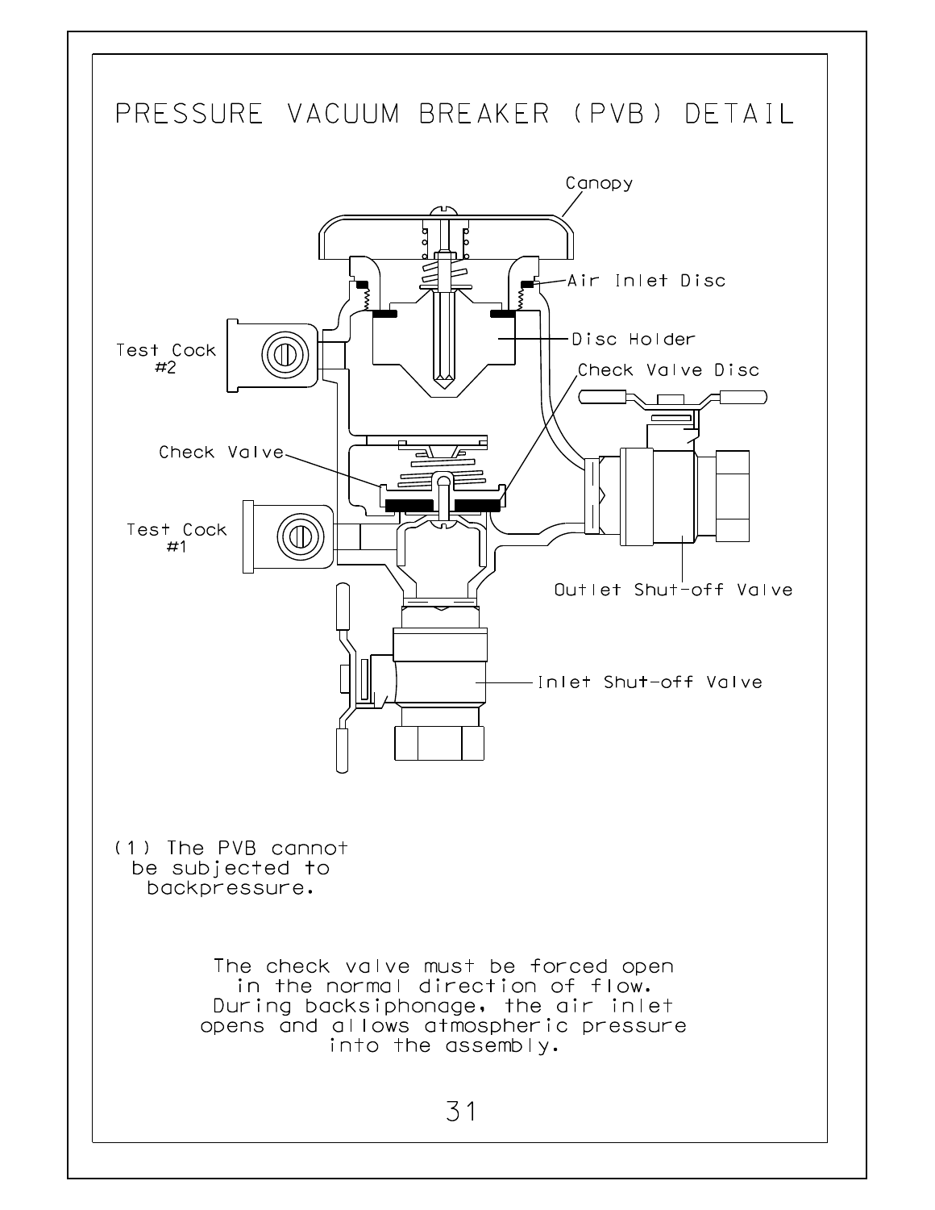# PRESSURE VACUUM BREAKER (PVB) DETAIL

Canopy

Air Inlet Disc

Disc Holder

Check Valve Disc

Test Cock #2

Check Valve

Test Cock #1

Outlet Shut-off Valve

Inlet Shut-off Valve

(1) The PVB cannot be subjected to backpressure.

The check valve must be forced open in the normal direction of flow. During backsiphonage, the air inlet opens and allows atmospheric pressure into the assembly.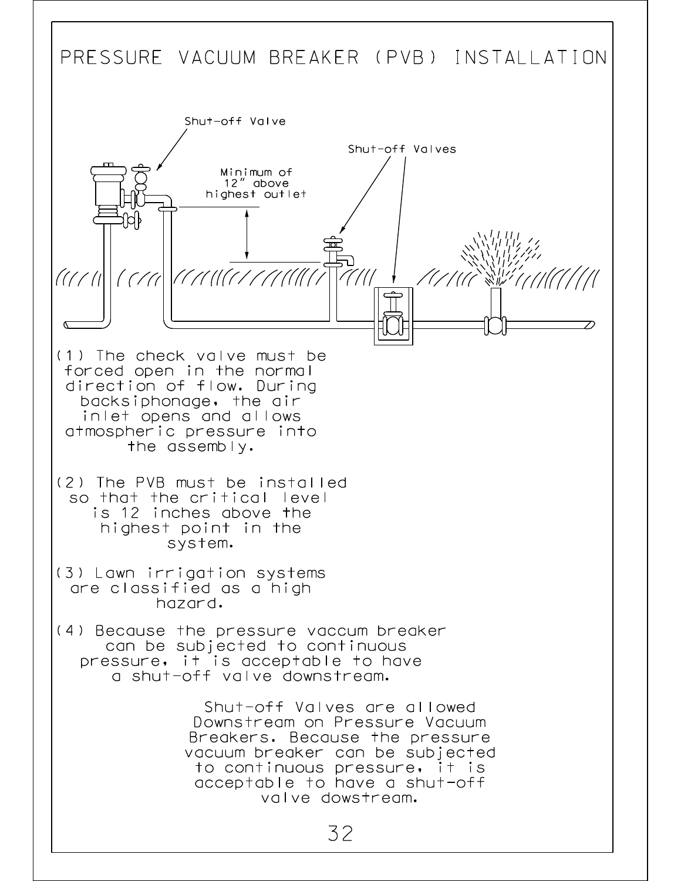# PRESSURE VACUUM BREAKER (PVB) INSTALLATION

Shut-off Valve

Shut-off Valves

Minimum of 12" above highest outlet

(1) The check valve must be forced open in the normal direction of flow. During backsiphonage, the air inlet opens and allows atmospheric pressure into the assembly.

(2) The PVB must be installed so that the critical level is 12 inches above the highest point in the system.

(3) Lawn irrigation systems are classified as a high hazard.

(4) Because the pressure vaccum breaker can be subjected to continuous pressure, it is acceptable to have a shut-off valve downstream.

Shut-off Valves are allowed Downstream on Pressure Vacuum Breakers. Because the pressure vacuum breaker can be subjected to continuous pressure, it is acceptable to have a shut-off valve dowstream.